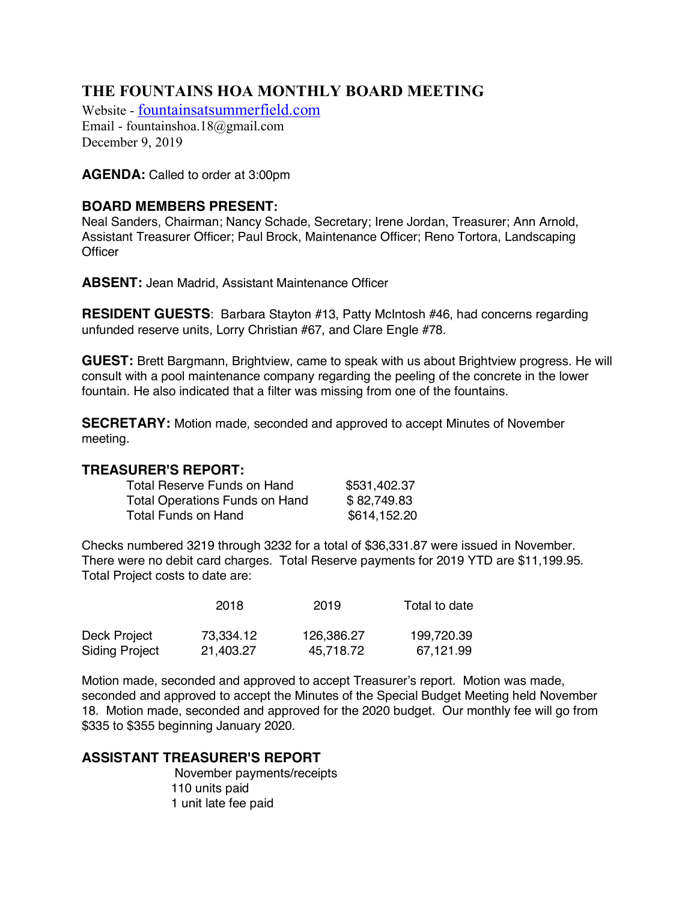# THE FOUNTAINS HOA MONTHLY BOARD MEETING

Website - fountainsatsummerfield.com
Email - fountainshoa.18@gmail.com
December 9, 2019

**AGENDA:** Called to order at 3:00pm

**BOARD MEMBERS PRESENT:**
Neal Sanders, Chairman; Nancy Schade, Secretary; Irene Jordan, Treasurer; Ann Arnold, Assistant Treasurer Officer; Paul Brock, Maintenance Officer; Reno Tortora, Landscaping Officer

**ABSENT:** Jean Madrid, Assistant Maintenance Officer

**RESIDENT GUESTS**: Barbara Stayton #13, Patty McIntosh #46, had concerns regarding unfunded reserve units, Lorry Christian #67, and Clare Engle #78.

**GUEST:** Brett Bargmann, Brightview, came to speak with us about Brightview progress. He will consult with a pool maintenance company regarding the peeling of the concrete in the lower fountain. He also indicated that a filter was missing from one of the fountains.

**SECRETARY:** Motion made, seconded and approved to accept Minutes of November meeting.

**TREASURER'S REPORT:**

| | |
|---|---|
| Total Reserve Funds on Hand | $531,402.37 |
| Total Operations Funds on Hand | $ 82,749.83 |
| Total Funds on Hand | $614,152.20 |

Checks numbered 3219 through 3232 for a total of $36,331.87 were issued in November. There were no debit card charges. Total Reserve payments for 2019 YTD are $11,199.95. Total Project costs to date are:

| | 2018 | 2019 | Total to date |
|---|---|---|---|
| Deck Project | 73,334.12 | 126,386.27 | 199,720.39 |
| Siding Project | 21,403.27 | 45,718.72 | 67,121.99 |

Motion made, seconded and approved to accept Treasurer's report. Motion was made, seconded and approved to accept the Minutes of the Special Budget Meeting held November 18. Motion made, seconded and approved for the 2020 budget. Our monthly fee will go from $335 to $355 beginning January 2020.

**ASSISTANT TREASURER'S REPORT**

November payments/receipts
110 units paid
1 unit late fee paid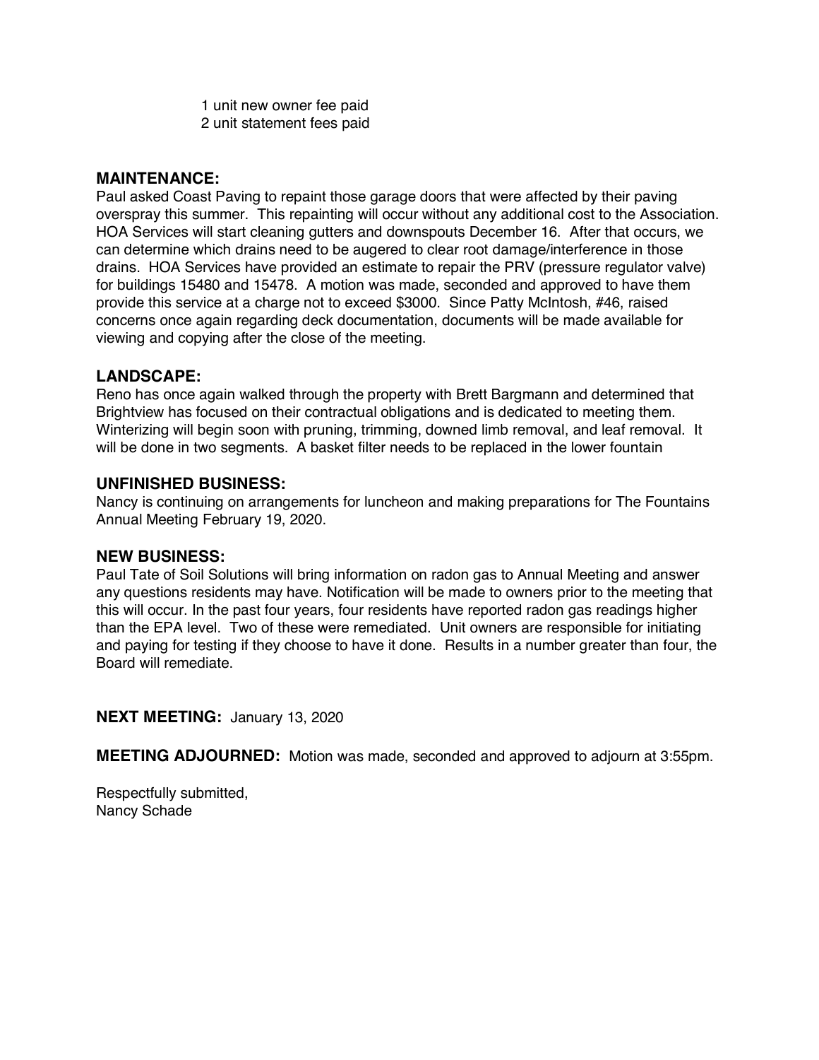1 unit new owner fee paid
2 unit statement fees paid

## MAINTENANCE:

Paul asked Coast Paving to repaint those garage doors that were affected by their paving overspray this summer. This repainting will occur without any additional cost to the Association. HOA Services will start cleaning gutters and downspouts December 16. After that occurs, we can determine which drains need to be augered to clear root damage/interference in those drains. HOA Services have provided an estimate to repair the PRV (pressure regulator valve) for buildings 15480 and 15478. A motion was made, seconded and approved to have them provide this service at a charge not to exceed $3000. Since Patty McIntosh, #46, raised concerns once again regarding deck documentation, documents will be made available for viewing and copying after the close of the meeting.

## LANDSCAPE:

Reno has once again walked through the property with Brett Bargmann and determined that Brightview has focused on their contractual obligations and is dedicated to meeting them. Winterizing will begin soon with pruning, trimming, downed limb removal, and leaf removal. It will be done in two segments. A basket filter needs to be replaced in the lower fountain

## UNFINISHED BUSINESS:

Nancy is continuing on arrangements for luncheon and making preparations for The Fountains Annual Meeting February 19, 2020.

## NEW BUSINESS:

Paul Tate of Soil Solutions will bring information on radon gas to Annual Meeting and answer any questions residents may have. Notification will be made to owners prior to the meeting that this will occur. In the past four years, four residents have reported radon gas readings higher than the EPA level. Two of these were remediated. Unit owners are responsible for initiating and paying for testing if they choose to have it done. Results in a number greater than four, the Board will remediate.

**NEXT MEETING:** January 13, 2020

**MEETING ADJOURNED:** Motion was made, seconded and approved to adjourn at 3:55pm.

Respectfully submitted,
Nancy Schade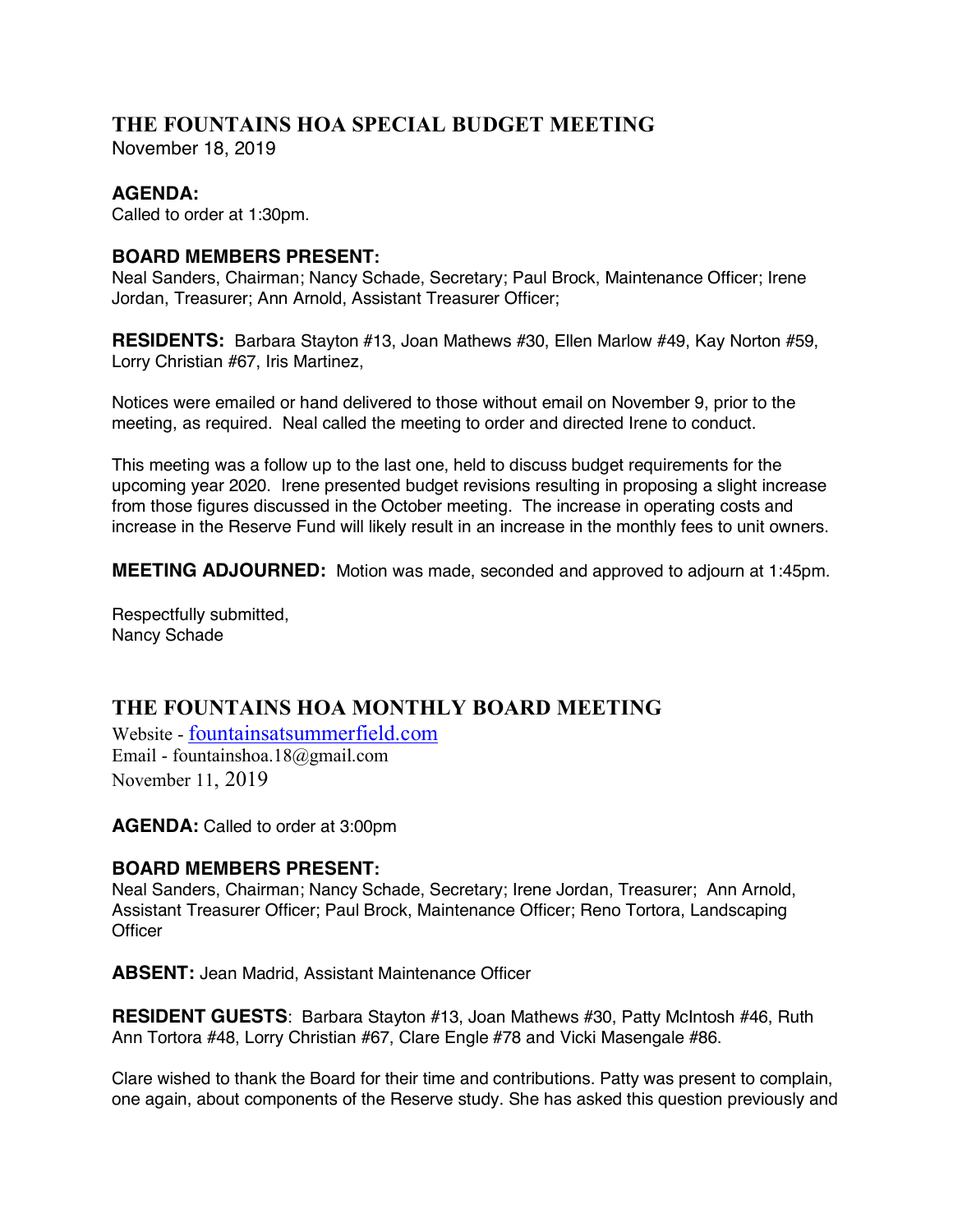## THE FOUNTAINS HOA SPECIAL BUDGET MEETING

November 18, 2019

**AGENDA:**
Called to order at 1:30pm.

**BOARD MEMBERS PRESENT:**
Neal Sanders, Chairman; Nancy Schade, Secretary; Paul Brock, Maintenance Officer; Irene Jordan, Treasurer; Ann Arnold, Assistant Treasurer Officer;

**RESIDENTS:** Barbara Stayton #13, Joan Mathews #30, Ellen Marlow #49, Kay Norton #59, Lorry Christian #67, Iris Martinez,

Notices were emailed or hand delivered to those without email on November 9, prior to the meeting, as required. Neal called the meeting to order and directed Irene to conduct.

This meeting was a follow up to the last one, held to discuss budget requirements for the upcoming year 2020. Irene presented budget revisions resulting in proposing a slight increase from those figures discussed in the October meeting. The increase in operating costs and increase in the Reserve Fund will likely result in an increase in the monthly fees to unit owners.

**MEETING ADJOURNED:** Motion was made, seconded and approved to adjourn at 1:45pm.

Respectfully submitted,
Nancy Schade

## THE FOUNTAINS HOA MONTHLY BOARD MEETING

Website - fountainsatsummerfield.com
Email - fountainshoa.18@gmail.com
November 11, 2019

**AGENDA:** Called to order at 3:00pm

**BOARD MEMBERS PRESENT:**
Neal Sanders, Chairman; Nancy Schade, Secretary; Irene Jordan, Treasurer; Ann Arnold, Assistant Treasurer Officer; Paul Brock, Maintenance Officer; Reno Tortora, Landscaping Officer

**ABSENT:** Jean Madrid, Assistant Maintenance Officer

**RESIDENT GUESTS**: Barbara Stayton #13, Joan Mathews #30, Patty McIntosh #46, Ruth Ann Tortora #48, Lorry Christian #67, Clare Engle #78 and Vicki Masengale #86.

Clare wished to thank the Board for their time and contributions. Patty was present to complain, one again, about components of the Reserve study. She has asked this question previously and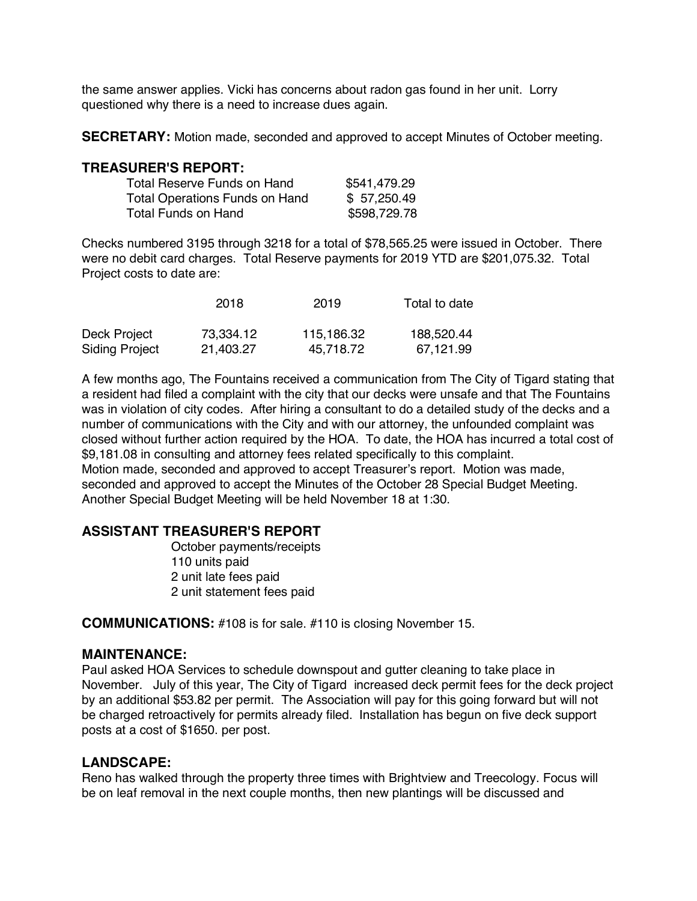the same answer applies. Vicki has concerns about radon gas found in her unit. Lorry questioned why there is a need to increase dues again.

**SECRETARY:** Motion made, seconded and approved to accept Minutes of October meeting.

## TREASURER'S REPORT:

| | |
|---|---|
| Total Reserve Funds on Hand | $541,479.29 |
| Total Operations Funds on Hand | $ 57,250.49 |
| Total Funds on Hand | $598,729.78 |

Checks numbered 3195 through 3218 for a total of $78,565.25 were issued in October. There were no debit card charges. Total Reserve payments for 2019 YTD are $201,075.32. Total Project costs to date are:

| | 2018 | 2019 | Total to date |
|---|---|---|---|
| Deck Project | 73,334.12 | 115,186.32 | 188,520.44 |
| Siding Project | 21,403.27 | 45,718.72 | 67,121.99 |

A few months ago, The Fountains received a communication from The City of Tigard stating that a resident had filed a complaint with the city that our decks were unsafe and that The Fountains was in violation of city codes. After hiring a consultant to do a detailed study of the decks and a number of communications with the City and with our attorney, the unfounded complaint was closed without further action required by the HOA. To date, the HOA has incurred a total cost of $9,181.08 in consulting and attorney fees related specifically to this complaint.
Motion made, seconded and approved to accept Treasurer's report. Motion was made, seconded and approved to accept the Minutes of the October 28 Special Budget Meeting. Another Special Budget Meeting will be held November 18 at 1:30.

## ASSISTANT TREASURER'S REPORT

October payments/receipts
110 units paid
2 unit late fees paid
2 unit statement fees paid

**COMMUNICATIONS:** #108 is for sale. #110 is closing November 15.

## MAINTENANCE:

Paul asked HOA Services to schedule downspout and gutter cleaning to take place in November. July of this year, The City of Tigard increased deck permit fees for the deck project by an additional $53.82 per permit. The Association will pay for this going forward but will not be charged retroactively for permits already filed. Installation has begun on five deck support posts at a cost of $1650. per post.

## LANDSCAPE:

Reno has walked through the property three times with Brightview and Treecology. Focus will be on leaf removal in the next couple months, then new plantings will be discussed and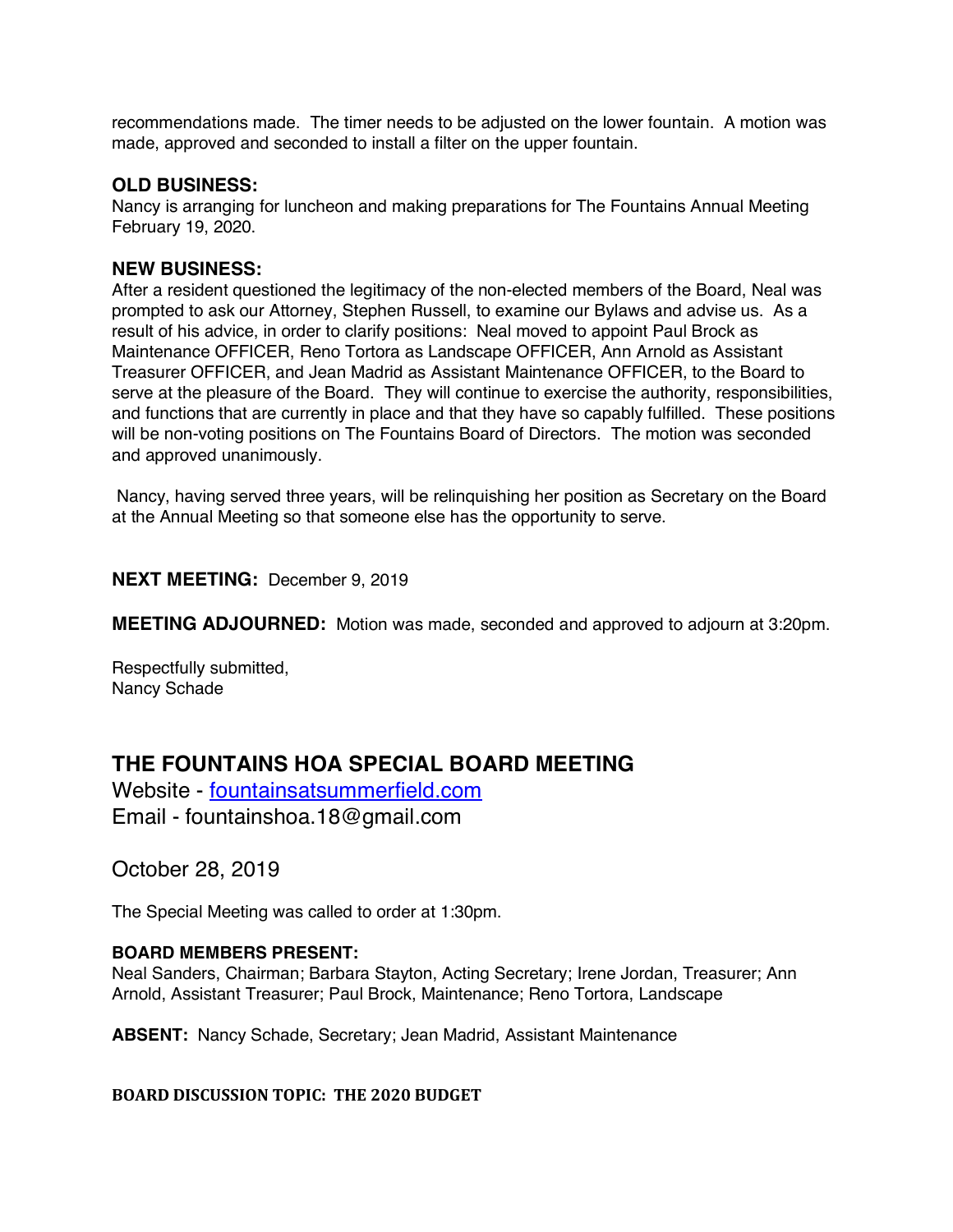recommendations made. The timer needs to be adjusted on the lower fountain. A motion was made, approved and seconded to install a filter on the upper fountain.

### OLD BUSINESS:

Nancy is arranging for luncheon and making preparations for The Fountains Annual Meeting February 19, 2020.

### NEW BUSINESS:

After a resident questioned the legitimacy of the non-elected members of the Board, Neal was prompted to ask our Attorney, Stephen Russell, to examine our Bylaws and advise us. As a result of his advice, in order to clarify positions: Neal moved to appoint Paul Brock as Maintenance OFFICER, Reno Tortora as Landscape OFFICER, Ann Arnold as Assistant Treasurer OFFICER, and Jean Madrid as Assistant Maintenance OFFICER, to the Board to serve at the pleasure of the Board. They will continue to exercise the authority, responsibilities, and functions that are currently in place and that they have so capably fulfilled. These positions will be non-voting positions on The Fountains Board of Directors. The motion was seconded and approved unanimously.

Nancy, having served three years, will be relinquishing her position as Secretary on the Board at the Annual Meeting so that someone else has the opportunity to serve.

**NEXT MEETING:** December 9, 2019

**MEETING ADJOURNED:** Motion was made, seconded and approved to adjourn at 3:20pm.

Respectfully submitted,
Nancy Schade

## THE FOUNTAINS HOA SPECIAL BOARD MEETING

Website - [fountainsatsummerfield.com](http://fountainsatsummerfield.com)
Email - fountainshoa.18@gmail.com

October 28, 2019

The Special Meeting was called to order at 1:30pm.

**BOARD MEMBERS PRESENT:**
Neal Sanders, Chairman; Barbara Stayton, Acting Secretary; Irene Jordan, Treasurer; Ann Arnold, Assistant Treasurer; Paul Brock, Maintenance; Reno Tortora, Landscape

**ABSENT:** Nancy Schade, Secretary; Jean Madrid, Assistant Maintenance

**BOARD DISCUSSION TOPIC: THE 2020 BUDGET**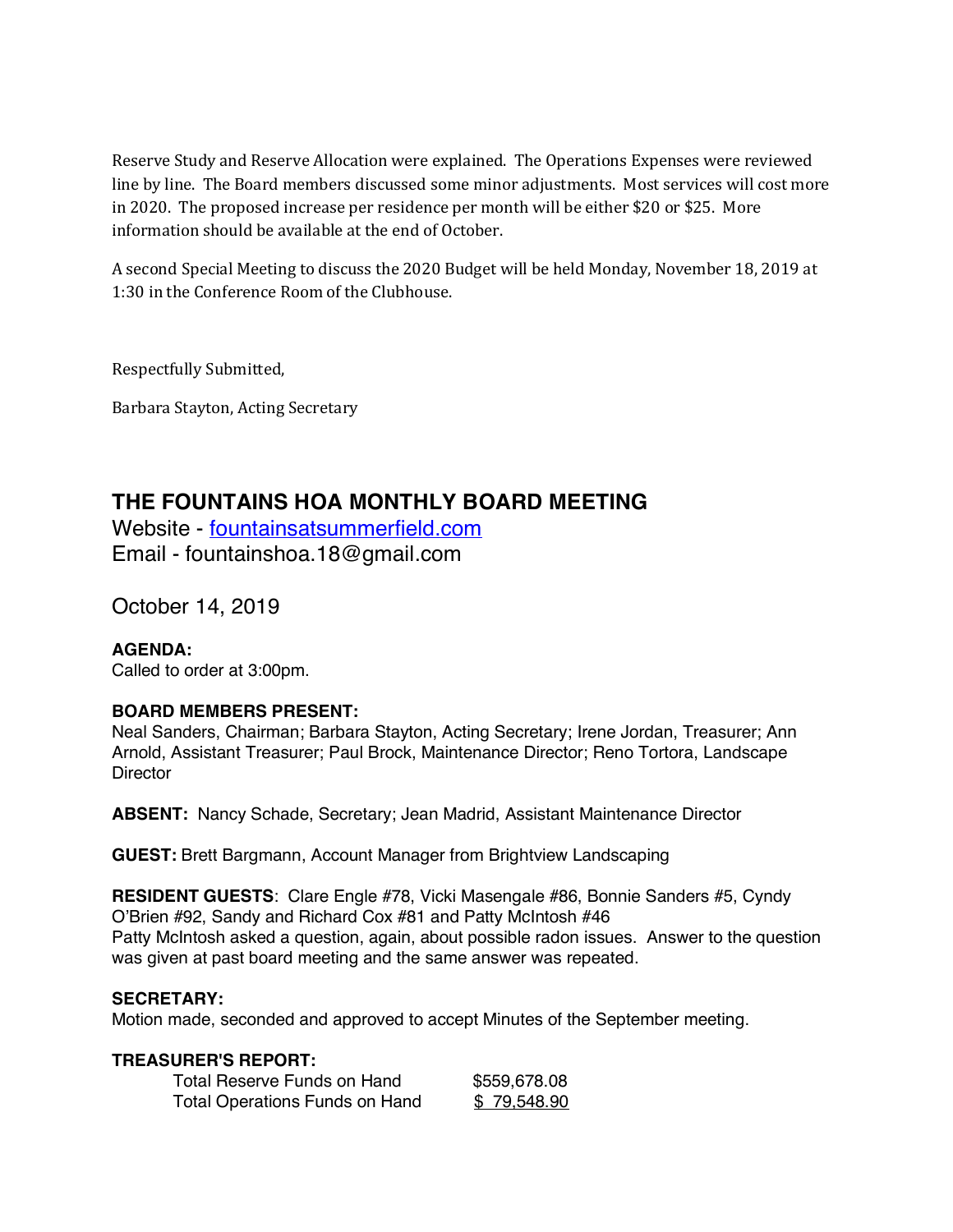Reserve Study and Reserve Allocation were explained. The Operations Expenses were reviewed line by line. The Board members discussed some minor adjustments. Most services will cost more in 2020. The proposed increase per residence per month will be either $20 or $25. More information should be available at the end of October.

A second Special Meeting to discuss the 2020 Budget will be held Monday, November 18, 2019 at 1:30 in the Conference Room of the Clubhouse.

Respectfully Submitted,

Barbara Stayton, Acting Secretary

## THE FOUNTAINS HOA MONTHLY BOARD MEETING

Website - [fountainsatsummerfield.com](fountainsatsummerfield.com)
Email - fountainshoa.18@gmail.com

October 14, 2019

**AGENDA:**
Called to order at 3:00pm.

**BOARD MEMBERS PRESENT:**
Neal Sanders, Chairman; Barbara Stayton, Acting Secretary; Irene Jordan, Treasurer; Ann Arnold, Assistant Treasurer; Paul Brock, Maintenance Director; Reno Tortora, Landscape Director

**ABSENT:** Nancy Schade, Secretary; Jean Madrid, Assistant Maintenance Director

**GUEST:** Brett Bargmann, Account Manager from Brightview Landscaping

**RESIDENT GUESTS**: Clare Engle #78, Vicki Masengale #86, Bonnie Sanders #5, Cyndy O'Brien #92, Sandy and Richard Cox #81 and Patty McIntosh #46
Patty McIntosh asked a question, again, about possible radon issues. Answer to the question was given at past board meeting and the same answer was repeated.

**SECRETARY:**
Motion made, seconded and approved to accept Minutes of the September meeting.

**TREASURER'S REPORT:**

| | |
|---|---|
| Total Reserve Funds on Hand | $559,678.08 |
| Total Operations Funds on Hand | $ 79,548.90 |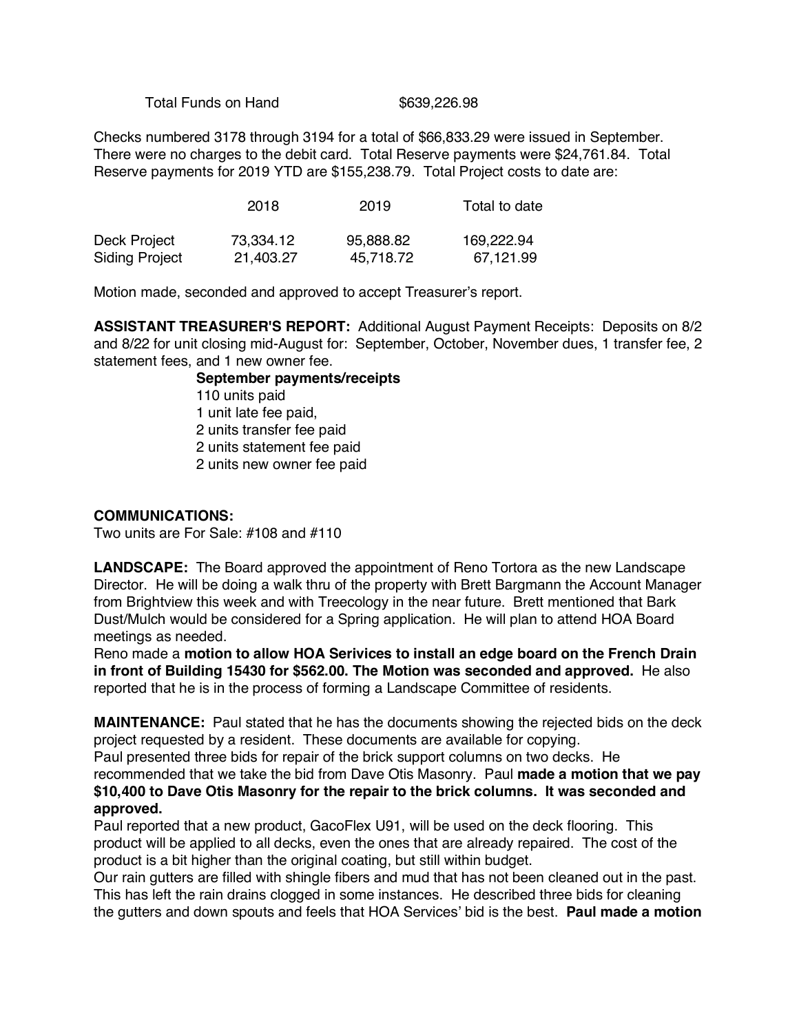Total Funds on Hand $639,226.98

Checks numbered 3178 through 3194 for a total of $66,833.29 were issued in September. There were no charges to the debit card. Total Reserve payments were $24,761.84. Total Reserve payments for 2019 YTD are $155,238.79. Total Project costs to date are:

| | 2018 | 2019 | Total to date |
|---|---|---|---|
| Deck Project | 73,334.12 | 95,888.82 | 169,222.94 |
| Siding Project | 21,403.27 | 45,718.72 | 67,121.99 |

Motion made, seconded and approved to accept Treasurer's report.

**ASSISTANT TREASURER'S REPORT:** Additional August Payment Receipts: Deposits on 8/2 and 8/22 for unit closing mid-August for: September, October, November dues, 1 transfer fee, 2 statement fees, and 1 new owner fee.

**September payments/receipts**
110 units paid
1 unit late fee paid,
2 units transfer fee paid
2 units statement fee paid
2 units new owner fee paid

**COMMUNICATIONS:**
Two units are For Sale: #108 and #110

**LANDSCAPE:** The Board approved the appointment of Reno Tortora as the new Landscape Director. He will be doing a walk thru of the property with Brett Bargmann the Account Manager from Brightview this week and with Treecology in the near future. Brett mentioned that Bark Dust/Mulch would be considered for a Spring application. He will plan to attend HOA Board meetings as needed.
Reno made a **motion to allow HOA Serivices to install an edge board on the French Drain in front of Building 15430 for $562.00. The Motion was seconded and approved.** He also reported that he is in the process of forming a Landscape Committee of residents.

**MAINTENANCE:** Paul stated that he has the documents showing the rejected bids on the deck project requested by a resident. These documents are available for copying.
Paul presented three bids for repair of the brick support columns on two decks. He recommended that we take the bid from Dave Otis Masonry. Paul **made a motion that we pay $10,400 to Dave Otis Masonry for the repair to the brick columns. It was seconded and approved.**
Paul reported that a new product, GacoFlex U91, will be used on the deck flooring. This product will be applied to all decks, even the ones that are already repaired. The cost of the product is a bit higher than the original coating, but still within budget.
Our rain gutters are filled with shingle fibers and mud that has not been cleaned out in the past. This has left the rain drains clogged in some instances. He described three bids for cleaning the gutters and down spouts and feels that HOA Services' bid is the best. **Paul made a motion**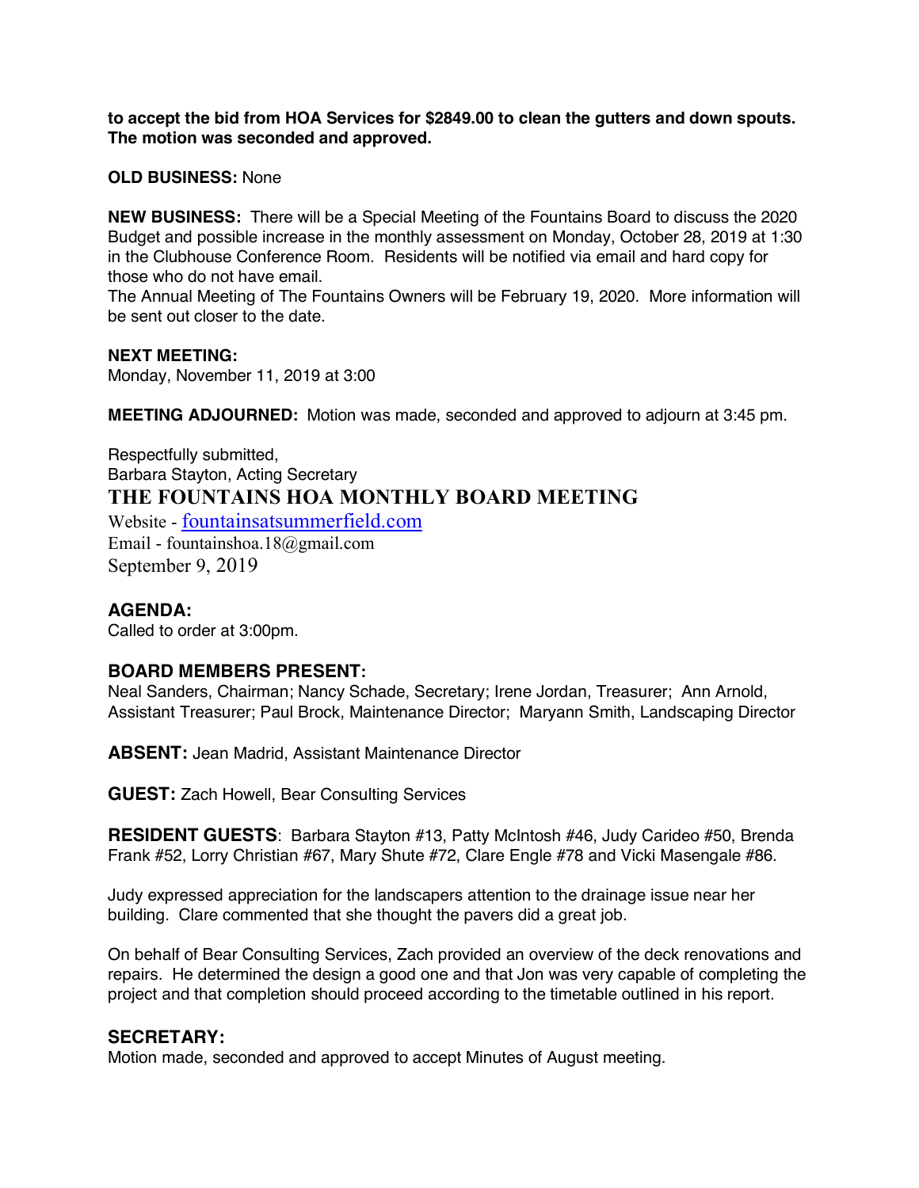**to accept the bid from HOA Services for $2849.00 to clean the gutters and down spouts. The motion was seconded and approved.**

**OLD BUSINESS:** None

**NEW BUSINESS:** There will be a Special Meeting of the Fountains Board to discuss the 2020 Budget and possible increase in the monthly assessment on Monday, October 28, 2019 at 1:30 in the Clubhouse Conference Room. Residents will be notified via email and hard copy for those who do not have email.
The Annual Meeting of The Fountains Owners will be February 19, 2020. More information will be sent out closer to the date.

**NEXT MEETING:**
Monday, November 11, 2019 at 3:00

**MEETING ADJOURNED:** Motion was made, seconded and approved to adjourn at 3:45 pm.

Respectfully submitted,
Barbara Stayton, Acting Secretary

# THE FOUNTAINS HOA MONTHLY BOARD MEETING

Website - fountainsatsummerfield.com
Email - fountainshoa.18@gmail.com
September 9, 2019

## AGENDA:

Called to order at 3:00pm.

## BOARD MEMBERS PRESENT:

Neal Sanders, Chairman; Nancy Schade, Secretary; Irene Jordan, Treasurer; Ann Arnold, Assistant Treasurer; Paul Brock, Maintenance Director; Maryann Smith, Landscaping Director

**ABSENT:** Jean Madrid, Assistant Maintenance Director

**GUEST:** Zach Howell, Bear Consulting Services

**RESIDENT GUESTS**: Barbara Stayton #13, Patty McIntosh #46, Judy Carideo #50, Brenda Frank #52, Lorry Christian #67, Mary Shute #72, Clare Engle #78 and Vicki Masengale #86.

Judy expressed appreciation for the landscapers attention to the drainage issue near her building. Clare commented that she thought the pavers did a great job.

On behalf of Bear Consulting Services, Zach provided an overview of the deck renovations and repairs. He determined the design a good one and that Jon was very capable of completing the project and that completion should proceed according to the timetable outlined in his report.

## SECRETARY:

Motion made, seconded and approved to accept Minutes of August meeting.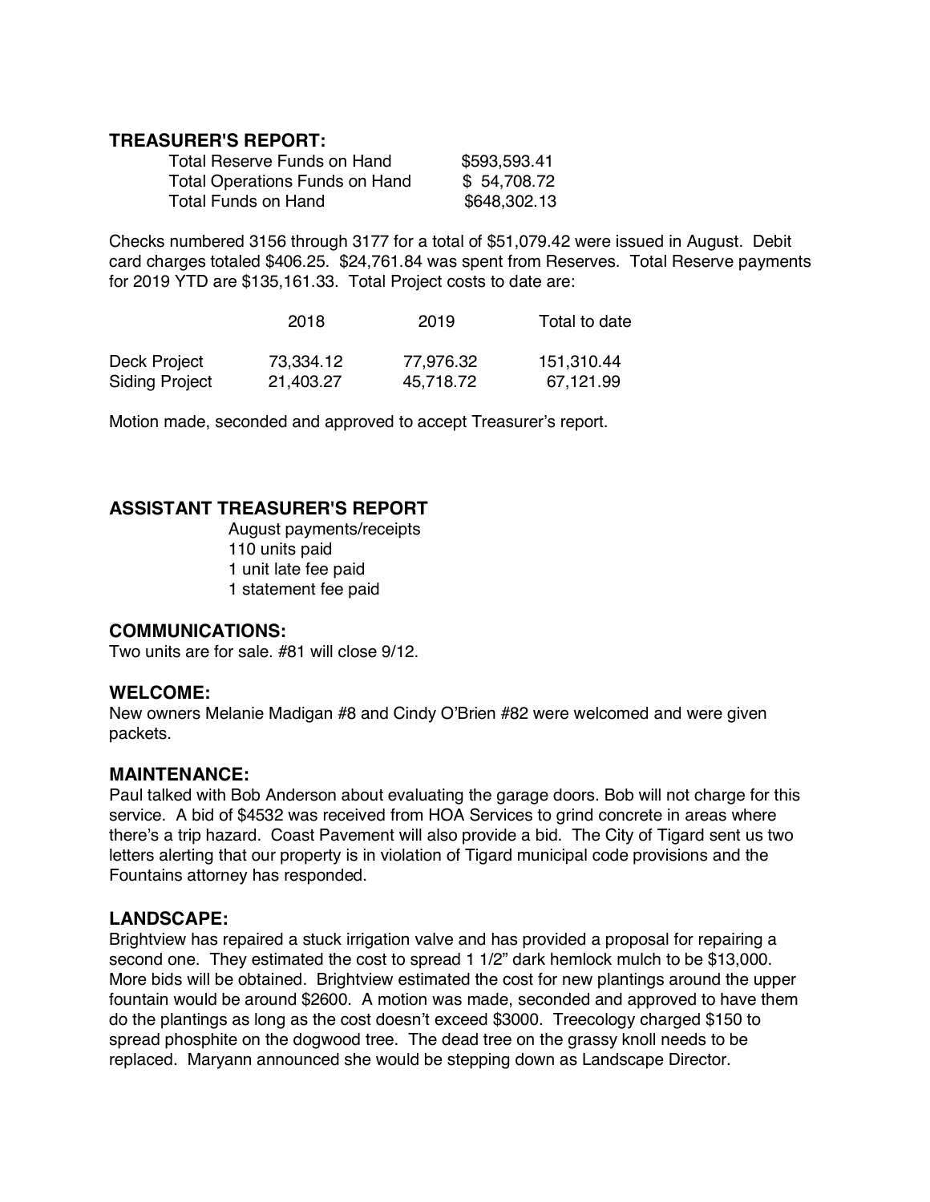## TREASURER'S REPORT:

| | |
|---|---|
| Total Reserve Funds on Hand | $593,593.41 |
| Total Operations Funds on Hand | $ 54,708.72 |
| Total Funds on Hand | $648,302.13 |

Checks numbered 3156 through 3177 for a total of $51,079.42 were issued in August. Debit card charges totaled $406.25. $24,761.84 was spent from Reserves. Total Reserve payments for 2019 YTD are $135,161.33. Total Project costs to date are:

| | 2018 | 2019 | Total to date |
|---|---|---|---|
| Deck Project | 73,334.12 | 77,976.32 | 151,310.44 |
| Siding Project | 21,403.27 | 45,718.72 | 67,121.99 |

Motion made, seconded and approved to accept Treasurer's report.

## ASSISTANT TREASURER'S REPORT

August payments/receipts
110 units paid
1 unit late fee paid
1 statement fee paid

## COMMUNICATIONS:

Two units are for sale. #81 will close 9/12.

## WELCOME:

New owners Melanie Madigan #8 and Cindy O'Brien #82 were welcomed and were given packets.

## MAINTENANCE:

Paul talked with Bob Anderson about evaluating the garage doors. Bob will not charge for this service. A bid of $4532 was received from HOA Services to grind concrete in areas where there's a trip hazard. Coast Pavement will also provide a bid. The City of Tigard sent us two letters alerting that our property is in violation of Tigard municipal code provisions and the Fountains attorney has responded.

## LANDSCAPE:

Brightview has repaired a stuck irrigation valve and has provided a proposal for repairing a second one. They estimated the cost to spread 1 1/2" dark hemlock mulch to be $13,000. More bids will be obtained. Brightview estimated the cost for new plantings around the upper fountain would be around $2600. A motion was made, seconded and approved to have them do the plantings as long as the cost doesn't exceed $3000. Treecology charged $150 to spread phosphite on the dogwood tree. The dead tree on the grassy knoll needs to be replaced. Maryann announced she would be stepping down as Landscape Director.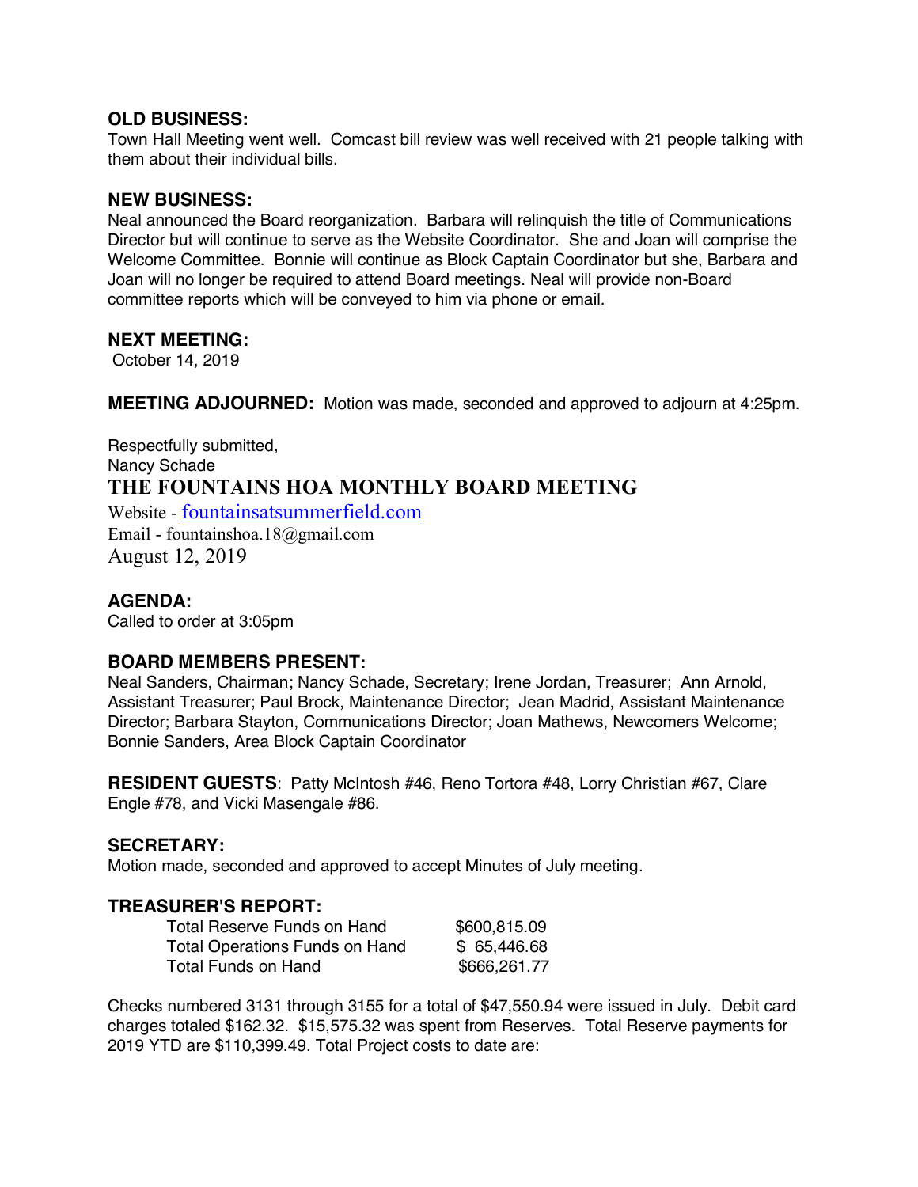**OLD BUSINESS:**
Town Hall Meeting went well. Comcast bill review was well received with 21 people talking with them about their individual bills.

**NEW BUSINESS:**
Neal announced the Board reorganization. Barbara will relinquish the title of Communications Director but will continue to serve as the Website Coordinator. She and Joan will comprise the Welcome Committee. Bonnie will continue as Block Captain Coordinator but she, Barbara and Joan will no longer be required to attend Board meetings. Neal will provide non-Board committee reports which will be conveyed to him via phone or email.

**NEXT MEETING:**
October 14, 2019

**MEETING ADJOURNED:** Motion was made, seconded and approved to adjourn at 4:25pm.

Respectfully submitted,
Nancy Schade

# THE FOUNTAINS HOA MONTHLY BOARD MEETING

Website - fountainsatsummerfield.com
Email - fountainshoa.18@gmail.com
August 12, 2019

**AGENDA:**
Called to order at 3:05pm

**BOARD MEMBERS PRESENT:**
Neal Sanders, Chairman; Nancy Schade, Secretary; Irene Jordan, Treasurer; Ann Arnold, Assistant Treasurer; Paul Brock, Maintenance Director; Jean Madrid, Assistant Maintenance Director; Barbara Stayton, Communications Director; Joan Mathews, Newcomers Welcome; Bonnie Sanders, Area Block Captain Coordinator

**RESIDENT GUESTS**: Patty McIntosh #46, Reno Tortora #48, Lorry Christian #67, Clare Engle #78, and Vicki Masengale #86.

**SECRETARY:**
Motion made, seconded and approved to accept Minutes of July meeting.

**TREASURER'S REPORT:**

| | |
|---|---|
| Total Reserve Funds on Hand | $600,815.09 |
| Total Operations Funds on Hand | $ 65,446.68 |
| Total Funds on Hand | $666,261.77 |

Checks numbered 3131 through 3155 for a total of $47,550.94 were issued in July. Debit card charges totaled $162.32. $15,575.32 was spent from Reserves. Total Reserve payments for 2019 YTD are $110,399.49. Total Project costs to date are: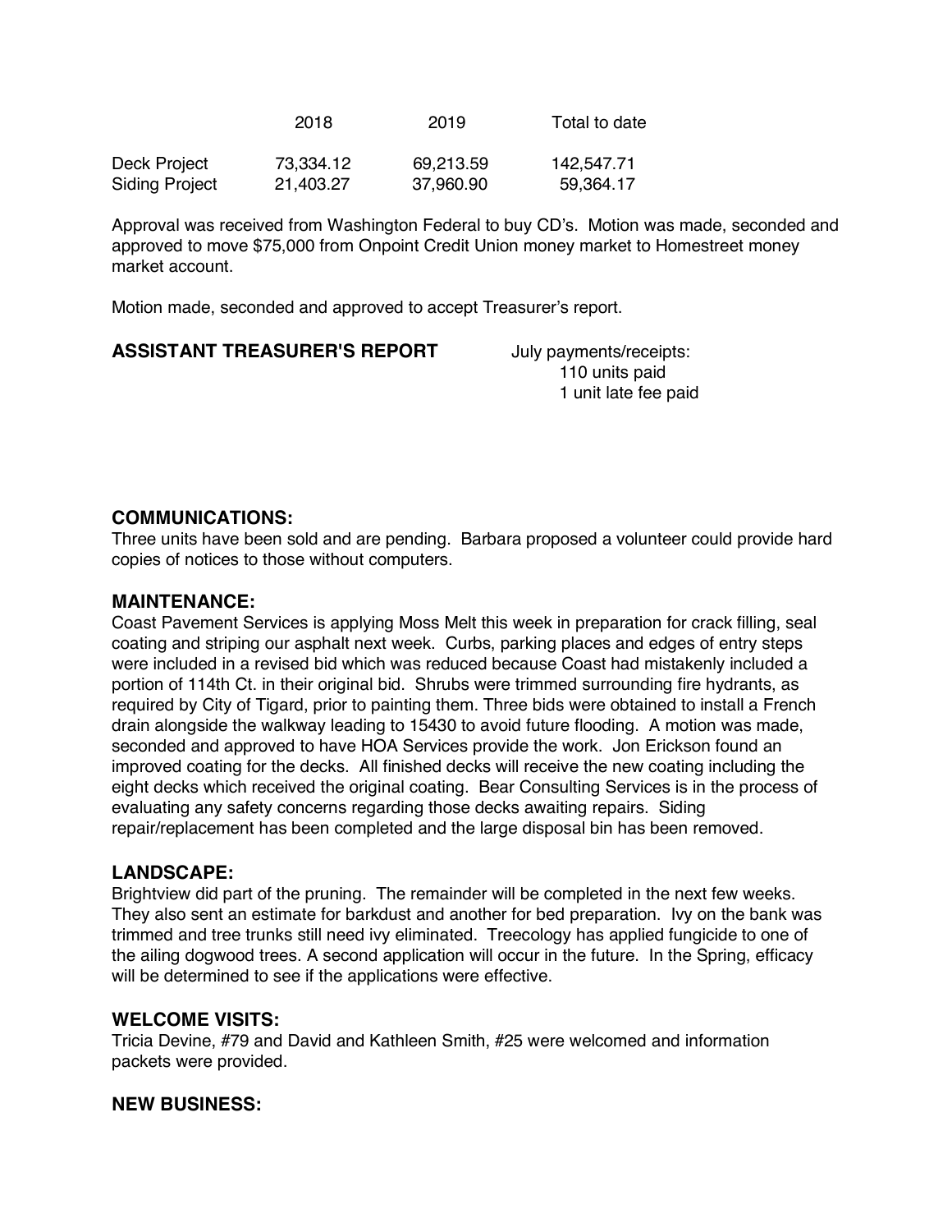| | 2018 | 2019 | Total to date |
|---|---|---|---|
| Deck Project | 73,334.12 | 69,213.59 | 142,547.71 |
| Siding Project | 21,403.27 | 37,960.90 | 59,364.17 |

Approval was received from Washington Federal to buy CD's. Motion was made, seconded and approved to move $75,000 from Onpoint Credit Union money market to Homestreet money market account.

Motion made, seconded and approved to accept Treasurer's report.

**ASSISTANT TREASURER'S REPORT**

July payments/receipts:
110 units paid
1 unit late fee paid

## COMMUNICATIONS:

Three units have been sold and are pending. Barbara proposed a volunteer could provide hard copies of notices to those without computers.

## MAINTENANCE:

Coast Pavement Services is applying Moss Melt this week in preparation for crack filling, seal coating and striping our asphalt next week. Curbs, parking places and edges of entry steps were included in a revised bid which was reduced because Coast had mistakenly included a portion of 114th Ct. in their original bid. Shrubs were trimmed surrounding fire hydrants, as required by City of Tigard, prior to painting them. Three bids were obtained to install a French drain alongside the walkway leading to 15430 to avoid future flooding. A motion was made, seconded and approved to have HOA Services provide the work. Jon Erickson found an improved coating for the decks. All finished decks will receive the new coating including the eight decks which received the original coating. Bear Consulting Services is in the process of evaluating any safety concerns regarding those decks awaiting repairs. Siding repair/replacement has been completed and the large disposal bin has been removed.

## LANDSCAPE:

Brightview did part of the pruning. The remainder will be completed in the next few weeks. They also sent an estimate for barkdust and another for bed preparation. Ivy on the bank was trimmed and tree trunks still need ivy eliminated. Treecology has applied fungicide to one of the ailing dogwood trees. A second application will occur in the future. In the Spring, efficacy will be determined to see if the applications were effective.

## WELCOME VISITS:

Tricia Devine, #79 and David and Kathleen Smith, #25 were welcomed and information packets were provided.

## NEW BUSINESS: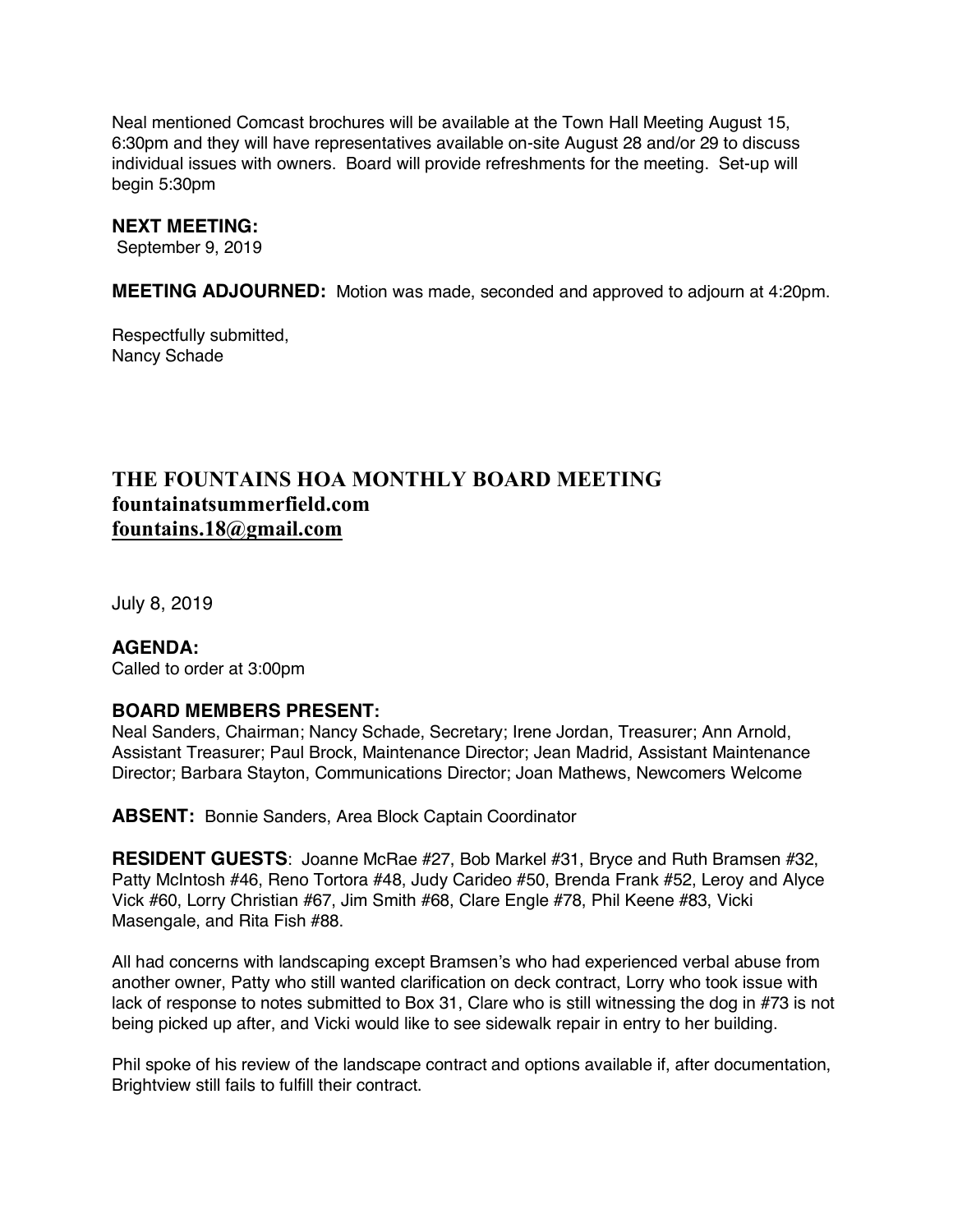Neal mentioned Comcast brochures will be available at the Town Hall Meeting August 15, 6:30pm and they will have representatives available on-site August 28 and/or 29 to discuss individual issues with owners. Board will provide refreshments for the meeting. Set-up will begin 5:30pm

**NEXT MEETING:**
September 9, 2019

**MEETING ADJOURNED:** Motion was made, seconded and approved to adjourn at 4:20pm.

Respectfully submitted,
Nancy Schade

## THE FOUNTAINS HOA MONTHLY BOARD MEETING
**fountainatsummerfield.com**
**fountains.18@gmail.com**

July 8, 2019

**AGENDA:**
Called to order at 3:00pm

**BOARD MEMBERS PRESENT:**
Neal Sanders, Chairman; Nancy Schade, Secretary; Irene Jordan, Treasurer; Ann Arnold, Assistant Treasurer; Paul Brock, Maintenance Director; Jean Madrid, Assistant Maintenance Director; Barbara Stayton, Communications Director; Joan Mathews, Newcomers Welcome

**ABSENT:** Bonnie Sanders, Area Block Captain Coordinator

**RESIDENT GUESTS**: Joanne McRae #27, Bob Markel #31, Bryce and Ruth Bramsen #32, Patty McIntosh #46, Reno Tortora #48, Judy Carideo #50, Brenda Frank #52, Leroy and Alyce Vick #60, Lorry Christian #67, Jim Smith #68, Clare Engle #78, Phil Keene #83, Vicki Masengale, and Rita Fish #88.

All had concerns with landscaping except Bramsen's who had experienced verbal abuse from another owner, Patty who still wanted clarification on deck contract, Lorry who took issue with lack of response to notes submitted to Box 31, Clare who is still witnessing the dog in #73 is not being picked up after, and Vicki would like to see sidewalk repair in entry to her building.

Phil spoke of his review of the landscape contract and options available if, after documentation, Brightview still fails to fulfill their contract.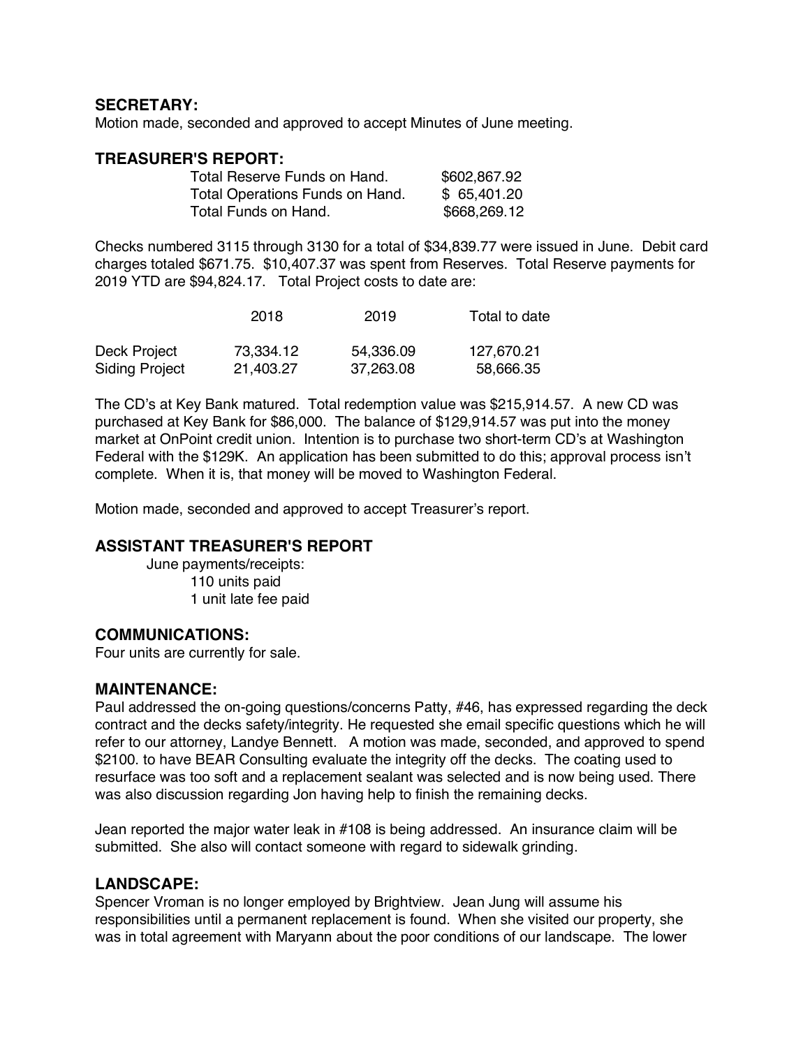## SECRETARY:

Motion made, seconded and approved to accept Minutes of June meeting.

## TREASURER'S REPORT:

| | |
|---|---|
| Total Reserve Funds on Hand. | $602,867.92 |
| Total Operations Funds on Hand. | $ 65,401.20 |
| Total Funds on Hand. | $668,269.12 |

Checks numbered 3115 through 3130 for a total of $34,839.77 were issued in June. Debit card charges totaled $671.75. $10,407.37 was spent from Reserves. Total Reserve payments for 2019 YTD are $94,824.17. Total Project costs to date are:

| | 2018 | 2019 | Total to date |
|---|---|---|---|
| Deck Project | 73,334.12 | 54,336.09 | 127,670.21 |
| Siding Project | 21,403.27 | 37,263.08 | 58,666.35 |

The CD's at Key Bank matured. Total redemption value was $215,914.57. A new CD was purchased at Key Bank for $86,000. The balance of $129,914.57 was put into the money market at OnPoint credit union. Intention is to purchase two short-term CD's at Washington Federal with the $129K. An application has been submitted to do this; approval process isn't complete. When it is, that money will be moved to Washington Federal.

Motion made, seconded and approved to accept Treasurer's report.

## ASSISTANT TREASURER'S REPORT

June payments/receipts:
- 110 units paid
- 1 unit late fee paid

## COMMUNICATIONS:

Four units are currently for sale.

## MAINTENANCE:

Paul addressed the on-going questions/concerns Patty, #46, has expressed regarding the deck contract and the decks safety/integrity. He requested she email specific questions which he will refer to our attorney, Landye Bennett. A motion was made, seconded, and approved to spend $2100. to have BEAR Consulting evaluate the integrity off the decks. The coating used to resurface was too soft and a replacement sealant was selected and is now being used. There was also discussion regarding Jon having help to finish the remaining decks.

Jean reported the major water leak in #108 is being addressed. An insurance claim will be submitted. She also will contact someone with regard to sidewalk grinding.

## LANDSCAPE:

Spencer Vroman is no longer employed by Brightview. Jean Jung will assume his responsibilities until a permanent replacement is found. When she visited our property, she was in total agreement with Maryann about the poor conditions of our landscape. The lower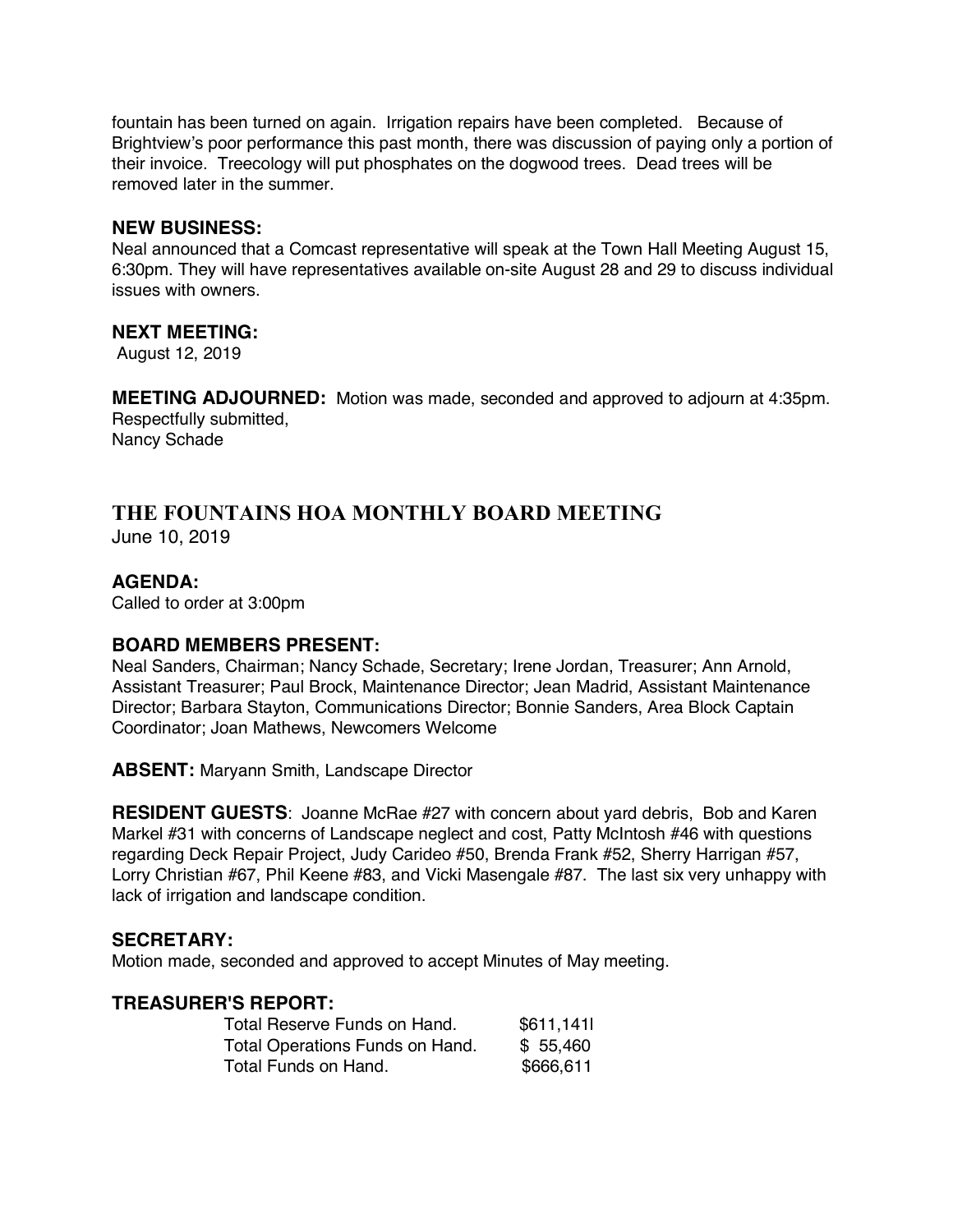fountain has been turned on again. Irrigation repairs have been completed. Because of Brightview's poor performance this past month, there was discussion of paying only a portion of their invoice. Treecology will put phosphates on the dogwood trees. Dead trees will be removed later in the summer.

### NEW BUSINESS:

Neal announced that a Comcast representative will speak at the Town Hall Meeting August 15, 6:30pm. They will have representatives available on-site August 28 and 29 to discuss individual issues with owners.

### NEXT MEETING:

August 12, 2019

**MEETING ADJOURNED:** Motion was made, seconded and approved to adjourn at 4:35pm.
Respectfully submitted,
Nancy Schade

## THE FOUNTAINS HOA MONTHLY BOARD MEETING

June 10, 2019

### AGENDA:

Called to order at 3:00pm

### BOARD MEMBERS PRESENT:

Neal Sanders, Chairman; Nancy Schade, Secretary; Irene Jordan, Treasurer; Ann Arnold, Assistant Treasurer; Paul Brock, Maintenance Director; Jean Madrid, Assistant Maintenance Director; Barbara Stayton, Communications Director; Bonnie Sanders, Area Block Captain Coordinator; Joan Mathews, Newcomers Welcome

**ABSENT:** Maryann Smith, Landscape Director

**RESIDENT GUESTS**: Joanne McRae #27 with concern about yard debris, Bob and Karen Markel #31 with concerns of Landscape neglect and cost, Patty McIntosh #46 with questions regarding Deck Repair Project, Judy Carideo #50, Brenda Frank #52, Sherry Harrigan #57, Lorry Christian #67, Phil Keene #83, and Vicki Masengale #87. The last six very unhappy with lack of irrigation and landscape condition.

### SECRETARY:

Motion made, seconded and approved to accept Minutes of May meeting.

### TREASURER'S REPORT:

| | |
|---|---|
| Total Reserve Funds on Hand. | $611,141l |
| Total Operations Funds on Hand. | $ 55,460 |
| Total Funds on Hand. | $666,611 |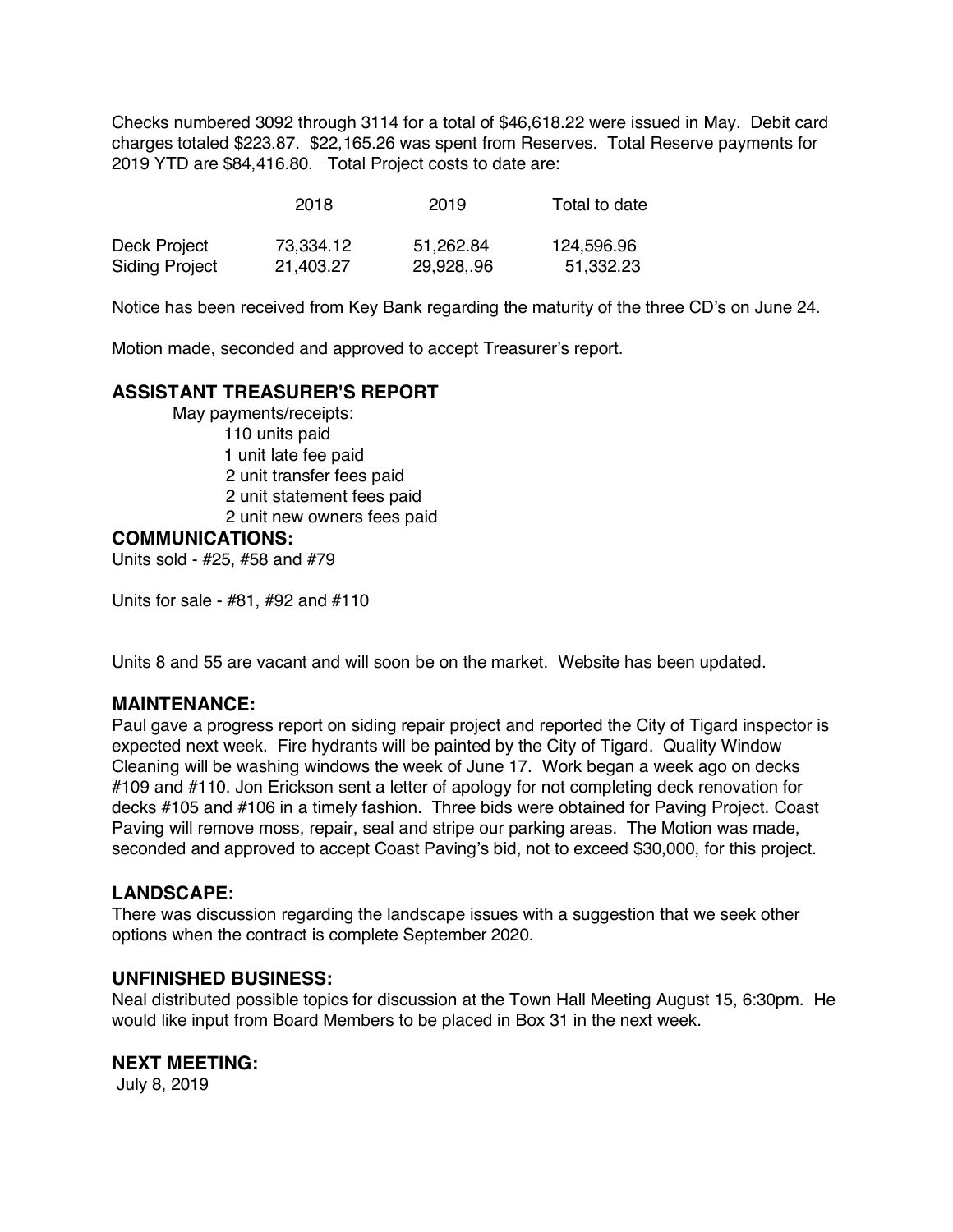Checks numbered 3092 through 3114 for a total of $46,618.22 were issued in May. Debit card charges totaled $223.87. $22,165.26 was spent from Reserves. Total Reserve payments for 2019 YTD are $84,416.80. Total Project costs to date are:

| | 2018 | 2019 | Total to date |
|---|---|---|---|
| Deck Project | 73,334.12 | 51,262.84 | 124,596.96 |
| Siding Project | 21,403.27 | 29,928,.96 | 51,332.23 |

Notice has been received from Key Bank regarding the maturity of the three CD's on June 24.

Motion made, seconded and approved to accept Treasurer's report.

## ASSISTANT TREASURER'S REPORT

May payments/receipts:

- 110 units paid
- 1 unit late fee paid
- 2 unit transfer fees paid
- 2 unit statement fees paid
- 2 unit new owners fees paid

## COMMUNICATIONS:

Units sold - #25, #58 and #79

Units for sale - #81, #92 and #110

Units 8 and 55 are vacant and will soon be on the market. Website has been updated.

## MAINTENANCE:

Paul gave a progress report on siding repair project and reported the City of Tigard inspector is expected next week. Fire hydrants will be painted by the City of Tigard. Quality Window Cleaning will be washing windows the week of June 17. Work began a week ago on decks #109 and #110. Jon Erickson sent a letter of apology for not completing deck renovation for decks #105 and #106 in a timely fashion. Three bids were obtained for Paving Project. Coast Paving will remove moss, repair, seal and stripe our parking areas. The Motion was made, seconded and approved to accept Coast Paving's bid, not to exceed $30,000, for this project.

## LANDSCAPE:

There was discussion regarding the landscape issues with a suggestion that we seek other options when the contract is complete September 2020.

## UNFINISHED BUSINESS:

Neal distributed possible topics for discussion at the Town Hall Meeting August 15, 6:30pm. He would like input from Board Members to be placed in Box 31 in the next week.

## NEXT MEETING:

July 8, 2019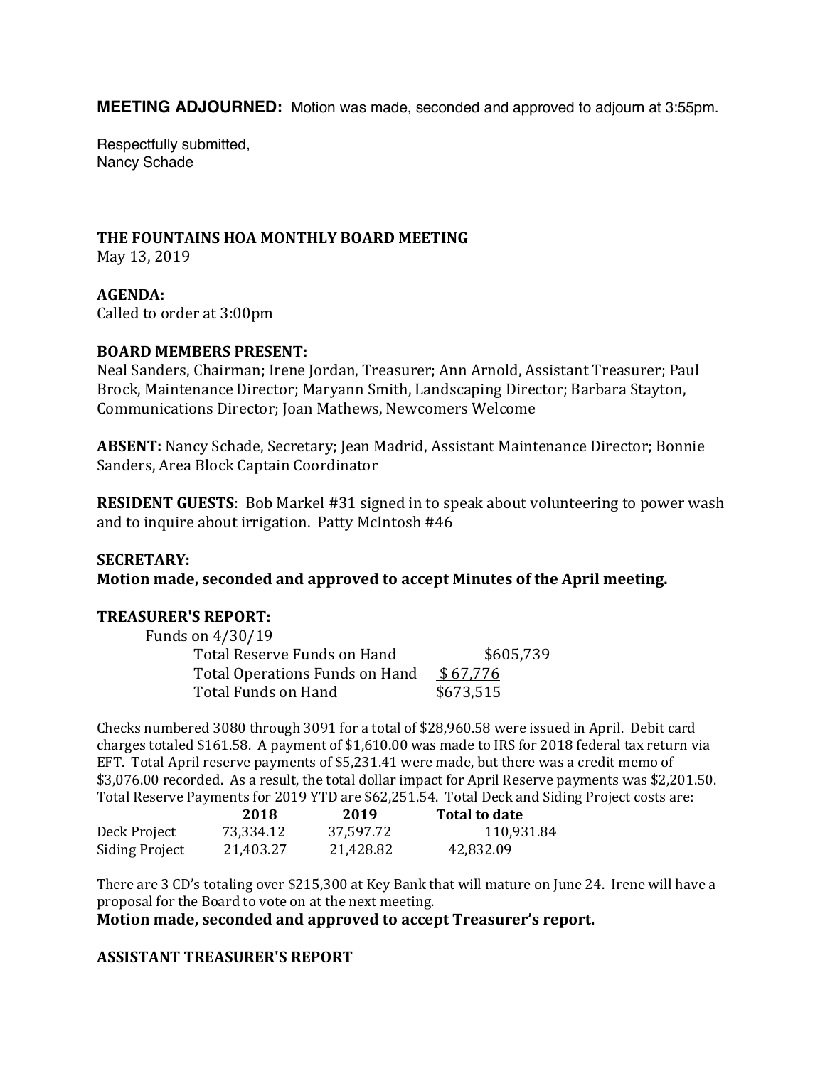**MEETING ADJOURNED:** Motion was made, seconded and approved to adjourn at 3:55pm.

Respectfully submitted,
Nancy Schade

**THE FOUNTAINS HOA MONTHLY BOARD MEETING**
May 13, 2019

**AGENDA:**
Called to order at 3:00pm

**BOARD MEMBERS PRESENT:**
Neal Sanders, Chairman; Irene Jordan, Treasurer; Ann Arnold, Assistant Treasurer; Paul Brock, Maintenance Director; Maryann Smith, Landscaping Director; Barbara Stayton, Communications Director; Joan Mathews, Newcomers Welcome

**ABSENT:** Nancy Schade, Secretary; Jean Madrid, Assistant Maintenance Director; Bonnie Sanders, Area Block Captain Coordinator

**RESIDENT GUESTS**: Bob Markel #31 signed in to speak about volunteering to power wash and to inquire about irrigation. Patty McIntosh #46

**SECRETARY:**
**Motion made, seconded and approved to accept Minutes of the April meeting.**

**TREASURER'S REPORT:**

Funds on 4/30/19

| | |
|---|---|
| Total Reserve Funds on Hand | $605,739 |
| Total Operations Funds on Hand | $ 67,776 |
| Total Funds on Hand | $673,515 |

Checks numbered 3080 through 3091 for a total of $28,960.58 were issued in April. Debit card charges totaled $161.58. A payment of $1,610.00 was made to IRS for 2018 federal tax return via EFT. Total April reserve payments of $5,231.41 were made, but there was a credit memo of $3,076.00 recorded. As a result, the total dollar impact for April Reserve payments was $2,201.50. Total Reserve Payments for 2019 YTD are $62,251.54. Total Deck and Siding Project costs are:

| | 2018 | 2019 | Total to date |
|---|---|---|---|
| Deck Project | 73,334.12 | 37,597.72 | 110,931.84 |
| Siding Project | 21,403.27 | 21,428.82 | 42,832.09 |

There are 3 CD's totaling over $215,300 at Key Bank that will mature on June 24. Irene will have a proposal for the Board to vote on at the next meeting.
**Motion made, seconded and approved to accept Treasurer's report.**

**ASSISTANT TREASURER'S REPORT**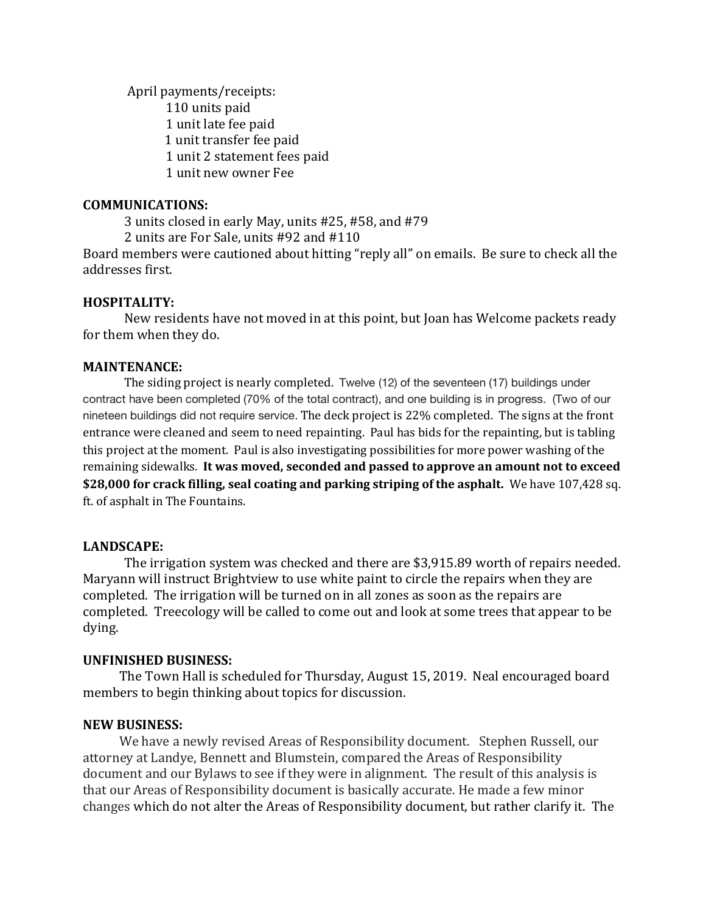April payments/receipts:

- 110 units paid
- 1 unit late fee paid
- 1 unit transfer fee paid
- 1 unit 2 statement fees paid
- 1 unit new owner Fee

**COMMUNICATIONS:**

3 units closed in early May, units #25, #58, and #79

2 units are For Sale, units #92 and #110

Board members were cautioned about hitting "reply all" on emails. Be sure to check all the addresses first.

**HOSPITALITY:**

New residents have not moved in at this point, but Joan has Welcome packets ready for them when they do.

**MAINTENANCE:**

The siding project is nearly completed. Twelve (12) of the seventeen (17) buildings under contract have been completed (70% of the total contract), and one building is in progress. (Two of our nineteen buildings did not require service. The deck project is 22% completed. The signs at the front entrance were cleaned and seem to need repainting. Paul has bids for the repainting, but is tabling this project at the moment. Paul is also investigating possibilities for more power washing of the remaining sidewalks. **It was moved, seconded and passed to approve an amount not to exceed $28,000 for crack filling, seal coating and parking striping of the asphalt.** We have 107,428 sq. ft. of asphalt in The Fountains.

**LANDSCAPE:**

The irrigation system was checked and there are $3,915.89 worth of repairs needed. Maryann will instruct Brightview to use white paint to circle the repairs when they are completed. The irrigation will be turned on in all zones as soon as the repairs are completed. Treecology will be called to come out and look at some trees that appear to be dying.

**UNFINISHED BUSINESS:**

The Town Hall is scheduled for Thursday, August 15, 2019. Neal encouraged board members to begin thinking about topics for discussion.

**NEW BUSINESS:**

We have a newly revised Areas of Responsibility document. Stephen Russell, our attorney at Landye, Bennett and Blumstein, compared the Areas of Responsibility document and our Bylaws to see if they were in alignment. The result of this analysis is that our Areas of Responsibility document is basically accurate. He made a few minor changes which do not alter the Areas of Responsibility document, but rather clarify it. The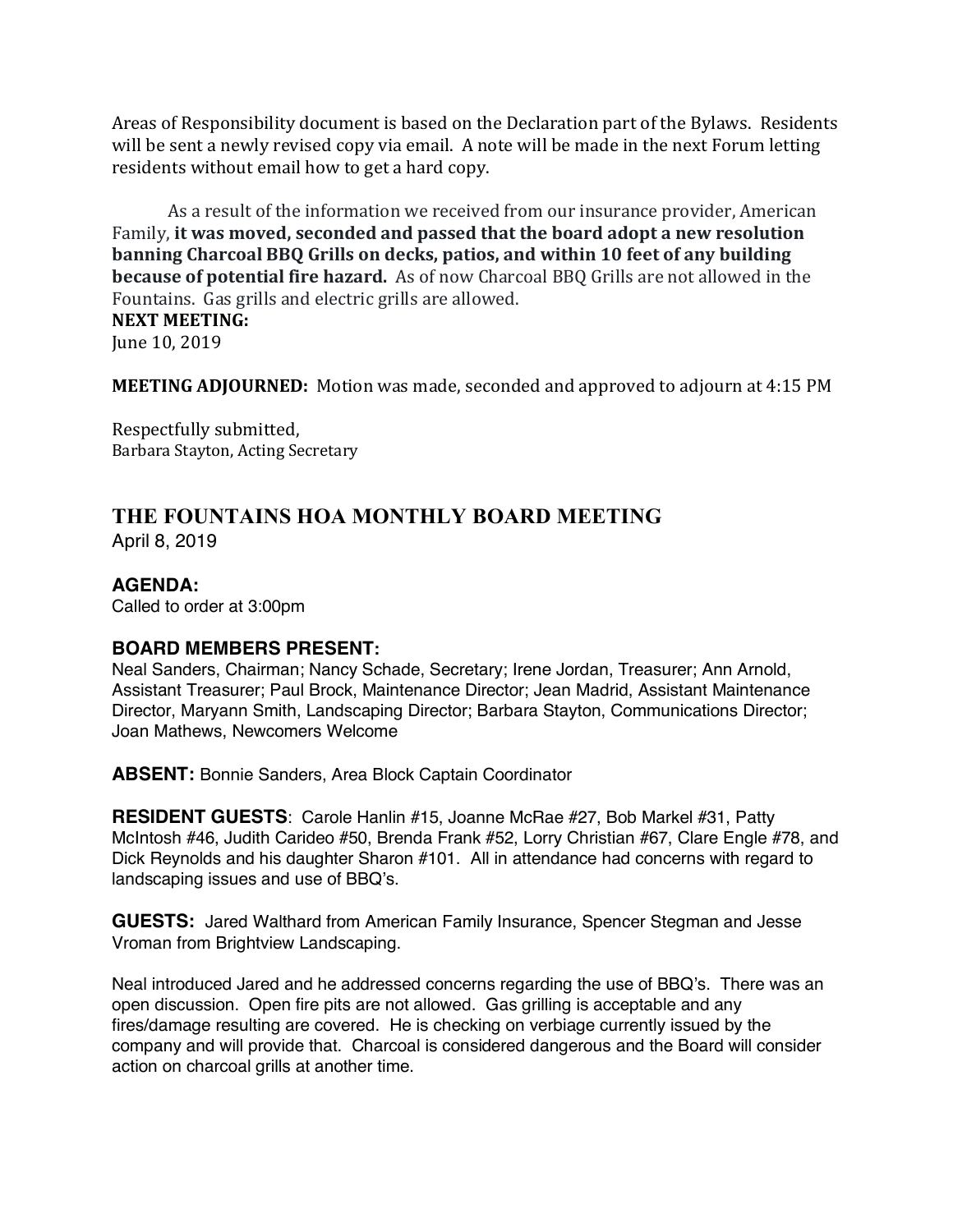Areas of Responsibility document is based on the Declaration part of the Bylaws. Residents will be sent a newly revised copy via email. A note will be made in the next Forum letting residents without email how to get a hard copy.

As a result of the information we received from our insurance provider, American Family, **it was moved, seconded and passed that the board adopt a new resolution banning Charcoal BBQ Grills on decks, patios, and within 10 feet of any building because of potential fire hazard.** As of now Charcoal BBQ Grills are not allowed in the Fountains. Gas grills and electric grills are allowed.

**NEXT MEETING:**
June 10, 2019

**MEETING ADJOURNED:** Motion was made, seconded and approved to adjourn at 4:15 PM

Respectfully submitted,
Barbara Stayton, Acting Secretary

## THE FOUNTAINS HOA MONTHLY BOARD MEETING

April 8, 2019

### AGENDA:

Called to order at 3:00pm

### BOARD MEMBERS PRESENT:

Neal Sanders, Chairman; Nancy Schade, Secretary; Irene Jordan, Treasurer; Ann Arnold, Assistant Treasurer; Paul Brock, Maintenance Director; Jean Madrid, Assistant Maintenance Director, Maryann Smith, Landscaping Director; Barbara Stayton, Communications Director; Joan Mathews, Newcomers Welcome

**ABSENT:** Bonnie Sanders, Area Block Captain Coordinator

**RESIDENT GUESTS**: Carole Hanlin #15, Joanne McRae #27, Bob Markel #31, Patty McIntosh #46, Judith Carideo #50, Brenda Frank #52, Lorry Christian #67, Clare Engle #78, and Dick Reynolds and his daughter Sharon #101. All in attendance had concerns with regard to landscaping issues and use of BBQ's.

**GUESTS:** Jared Walthard from American Family Insurance, Spencer Stegman and Jesse Vroman from Brightview Landscaping.

Neal introduced Jared and he addressed concerns regarding the use of BBQ's. There was an open discussion. Open fire pits are not allowed. Gas grilling is acceptable and any fires/damage resulting are covered. He is checking on verbiage currently issued by the company and will provide that. Charcoal is considered dangerous and the Board will consider action on charcoal grills at another time.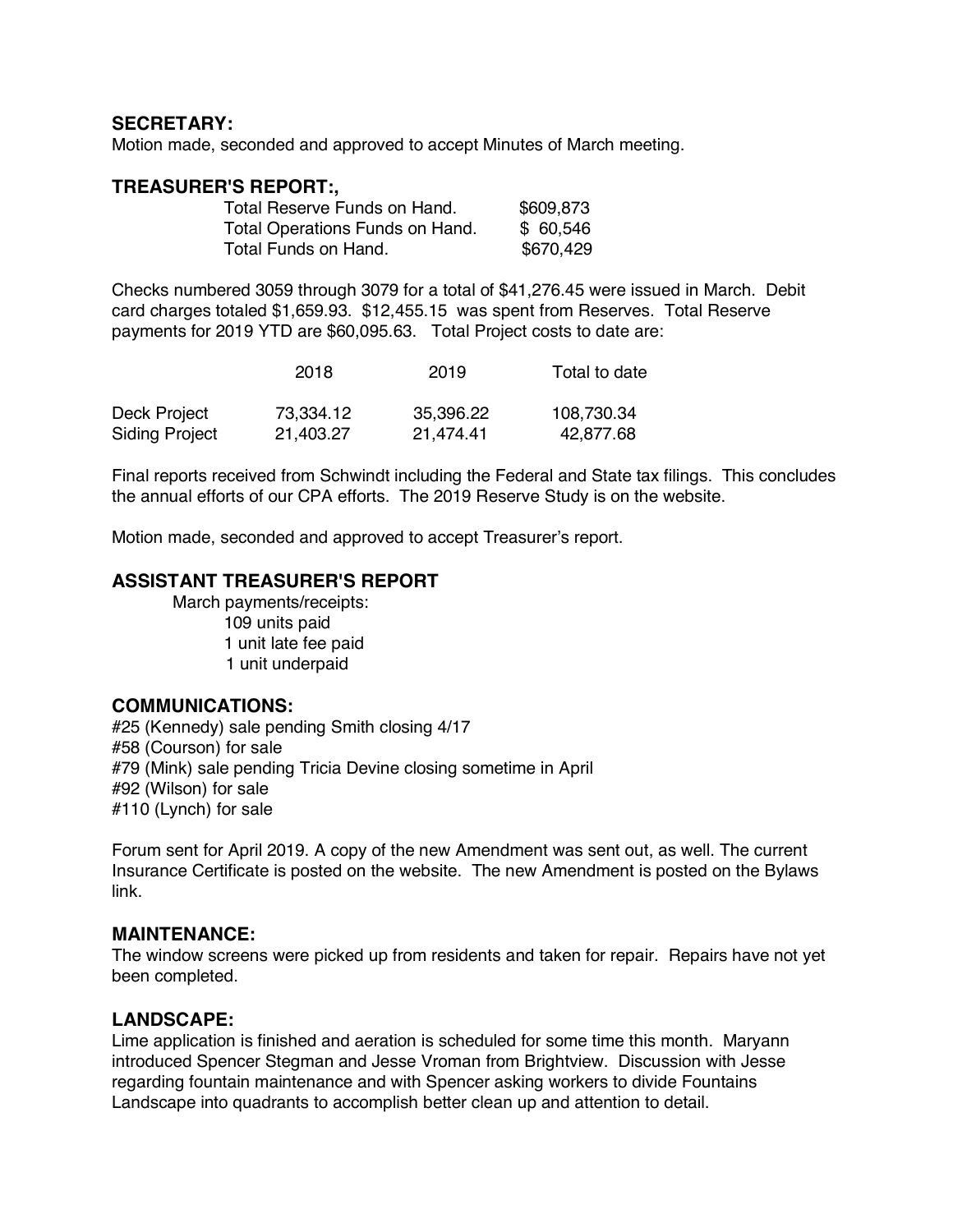## SECRETARY:

Motion made, seconded and approved to accept Minutes of March meeting.

## TREASURER'S REPORT:,

| | |
|---|---|
| Total Reserve Funds on Hand. | $609,873 |
| Total Operations Funds on Hand. | $ 60,546 |
| Total Funds on Hand. | $670,429 |

Checks numbered 3059 through 3079 for a total of $41,276.45 were issued in March. Debit card charges totaled $1,659.93. $12,455.15 was spent from Reserves. Total Reserve payments for 2019 YTD are $60,095.63. Total Project costs to date are:

| | 2018 | 2019 | Total to date |
|---|---|---|---|
| Deck Project | 73,334.12 | 35,396.22 | 108,730.34 |
| Siding Project | 21,403.27 | 21,474.41 | 42,877.68 |

Final reports received from Schwindt including the Federal and State tax filings. This concludes the annual efforts of our CPA efforts. The 2019 Reserve Study is on the website.

Motion made, seconded and approved to accept Treasurer's report.

## ASSISTANT TREASURER'S REPORT

March payments/receipts:
- 109 units paid
- 1 unit late fee paid
- 1 unit underpaid

## COMMUNICATIONS:

#25 (Kennedy) sale pending Smith closing 4/17
#58 (Courson) for sale
#79 (Mink) sale pending Tricia Devine closing sometime in April
#92 (Wilson) for sale
#110 (Lynch) for sale

Forum sent for April 2019. A copy of the new Amendment was sent out, as well. The current Insurance Certificate is posted on the website. The new Amendment is posted on the Bylaws link.

## MAINTENANCE:

The window screens were picked up from residents and taken for repair. Repairs have not yet been completed.

## LANDSCAPE:

Lime application is finished and aeration is scheduled for some time this month. Maryann introduced Spencer Stegman and Jesse Vroman from Brightview. Discussion with Jesse regarding fountain maintenance and with Spencer asking workers to divide Fountains Landscape into quadrants to accomplish better clean up and attention to detail.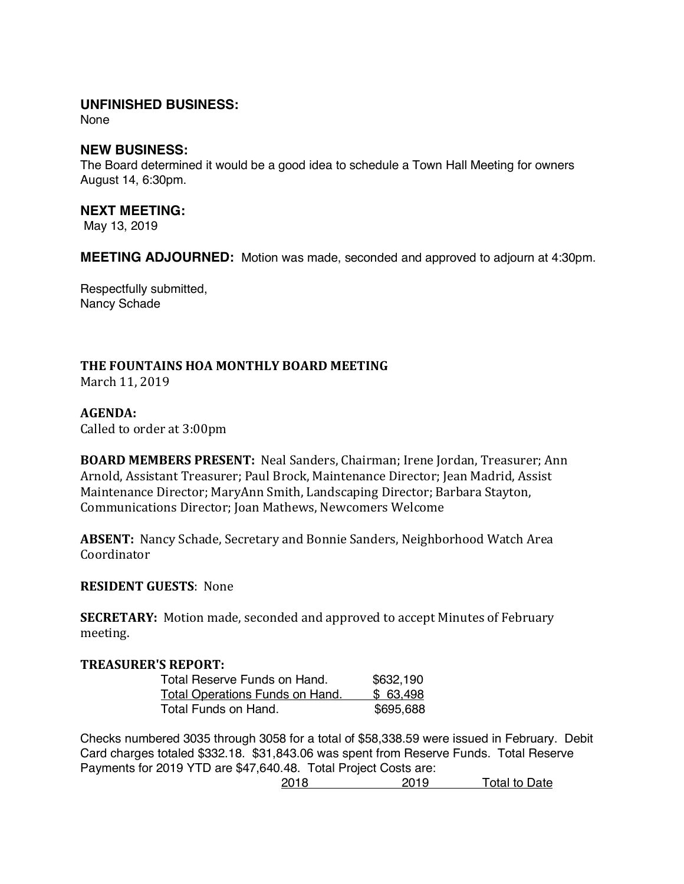**UNFINISHED BUSINESS:**
None

**NEW BUSINESS:**
The Board determined it would be a good idea to schedule a Town Hall Meeting for owners August 14, 6:30pm.

**NEXT MEETING:**
May 13, 2019

**MEETING ADJOURNED:** Motion was made, seconded and approved to adjourn at 4:30pm.

Respectfully submitted,
Nancy Schade

## THE FOUNTAINS HOA MONTHLY BOARD MEETING

March 11, 2019

**AGENDA:**
Called to order at 3:00pm

**BOARD MEMBERS PRESENT:** Neal Sanders, Chairman; Irene Jordan, Treasurer; Ann Arnold, Assistant Treasurer; Paul Brock, Maintenance Director; Jean Madrid, Assist Maintenance Director; MaryAnn Smith, Landscaping Director; Barbara Stayton, Communications Director; Joan Mathews, Newcomers Welcome

**ABSENT:** Nancy Schade, Secretary and Bonnie Sanders, Neighborhood Watch Area Coordinator

**RESIDENT GUESTS**: None

**SECRETARY:** Motion made, seconded and approved to accept Minutes of February meeting.

**TREASURER'S REPORT:**

| | |
|---|---|
| Total Reserve Funds on Hand. | $632,190 |
| Total Operations Funds on Hand. | $ 63,498 |
| Total Funds on Hand. | $695,688 |

Checks numbered 3035 through 3058 for a total of $58,338.59 were issued in February. Debit Card charges totaled $332.18. $31,843.06 was spent from Reserve Funds. Total Reserve Payments for 2019 YTD are $47,640.48. Total Project Costs are:

| | 2018 | 2019 | Total to Date |
|---|---|---|---|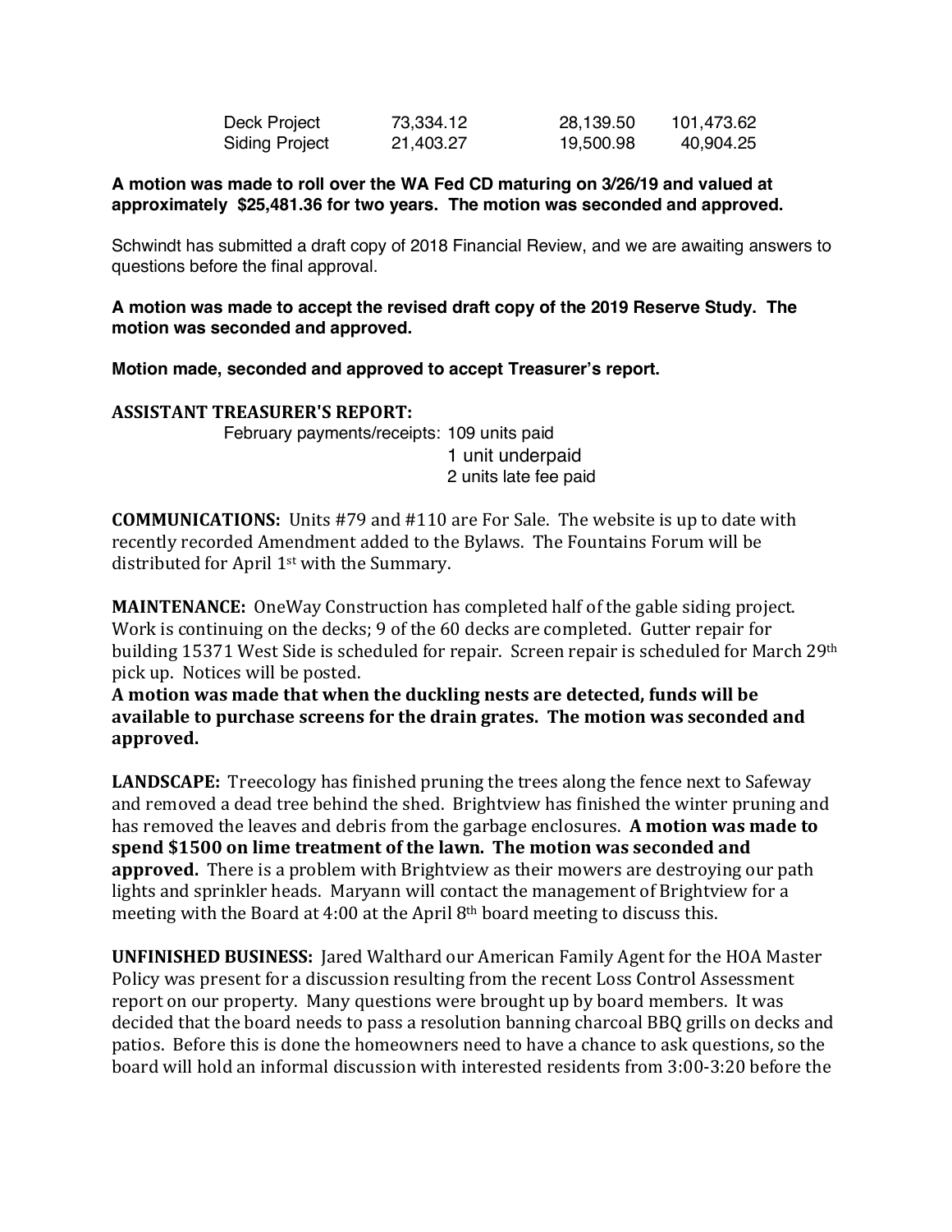| Deck Project | 73,334.12 | 28,139.50 | 101,473.62 |
|---|---|---|---|
| Siding Project | 21,403.27 | 19,500.98 | 40,904.25 |

**A motion was made to roll over the WA Fed CD maturing on 3/26/19 and valued at approximately $25,481.36 for two years. The motion was seconded and approved.**

Schwindt has submitted a draft copy of 2018 Financial Review, and we are awaiting answers to questions before the final approval.

**A motion was made to accept the revised draft copy of the 2019 Reserve Study. The motion was seconded and approved.**

**Motion made, seconded and approved to accept Treasurer's report.**

**ASSISTANT TREASURER'S REPORT:**

February payments/receipts: 109 units paid
1 unit underpaid
2 units late fee paid

**COMMUNICATIONS:** Units #79 and #110 are For Sale. The website is up to date with recently recorded Amendment added to the Bylaws. The Fountains Forum will be distributed for April 1st with the Summary.

**MAINTENANCE:** OneWay Construction has completed half of the gable siding project. Work is continuing on the decks; 9 of the 60 decks are completed. Gutter repair for building 15371 West Side is scheduled for repair. Screen repair is scheduled for March 29th pick up. Notices will be posted.
**A motion was made that when the duckling nests are detected, funds will be available to purchase screens for the drain grates. The motion was seconded and approved.**

**LANDSCAPE:** Treecology has finished pruning the trees along the fence next to Safeway and removed a dead tree behind the shed. Brightview has finished the winter pruning and has removed the leaves and debris from the garbage enclosures. **A motion was made to spend $1500 on lime treatment of the lawn. The motion was seconded and approved.** There is a problem with Brightview as their mowers are destroying our path lights and sprinkler heads. Maryann will contact the management of Brightview for a meeting with the Board at 4:00 at the April 8th board meeting to discuss this.

**UNFINISHED BUSINESS:** Jared Walthard our American Family Agent for the HOA Master Policy was present for a discussion resulting from the recent Loss Control Assessment report on our property. Many questions were brought up by board members. It was decided that the board needs to pass a resolution banning charcoal BBQ grills on decks and patios. Before this is done the homeowners need to have a chance to ask questions, so the board will hold an informal discussion with interested residents from 3:00-3:20 before the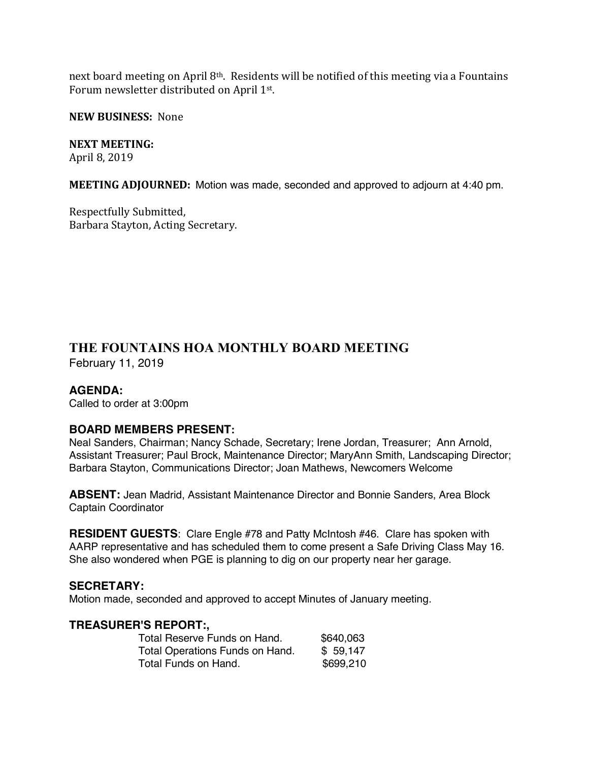next board meeting on April 8th. Residents will be notified of this meeting via a Fountains Forum newsletter distributed on April 1st.

**NEW BUSINESS:** None

**NEXT MEETING:**
April 8, 2019

**MEETING ADJOURNED:** Motion was made, seconded and approved to adjourn at 4:40 pm.

Respectfully Submitted,
Barbara Stayton, Acting Secretary.

# THE FOUNTAINS HOA MONTHLY BOARD MEETING

February 11, 2019

### AGENDA:

Called to order at 3:00pm

### BOARD MEMBERS PRESENT:

Neal Sanders, Chairman; Nancy Schade, Secretary; Irene Jordan, Treasurer; Ann Arnold, Assistant Treasurer; Paul Brock, Maintenance Director; MaryAnn Smith, Landscaping Director; Barbara Stayton, Communications Director; Joan Mathews, Newcomers Welcome

**ABSENT:** Jean Madrid, Assistant Maintenance Director and Bonnie Sanders, Area Block Captain Coordinator

**RESIDENT GUESTS**: Clare Engle #78 and Patty McIntosh #46. Clare has spoken with AARP representative and has scheduled them to come present a Safe Driving Class May 16. She also wondered when PGE is planning to dig on our property near her garage.

### SECRETARY:

Motion made, seconded and approved to accept Minutes of January meeting.

### TREASURER'S REPORT:,

| | |
|---|---|
| Total Reserve Funds on Hand. | $640,063 |
| Total Operations Funds on Hand. | $ 59,147 |
| Total Funds on Hand. | $699,210 |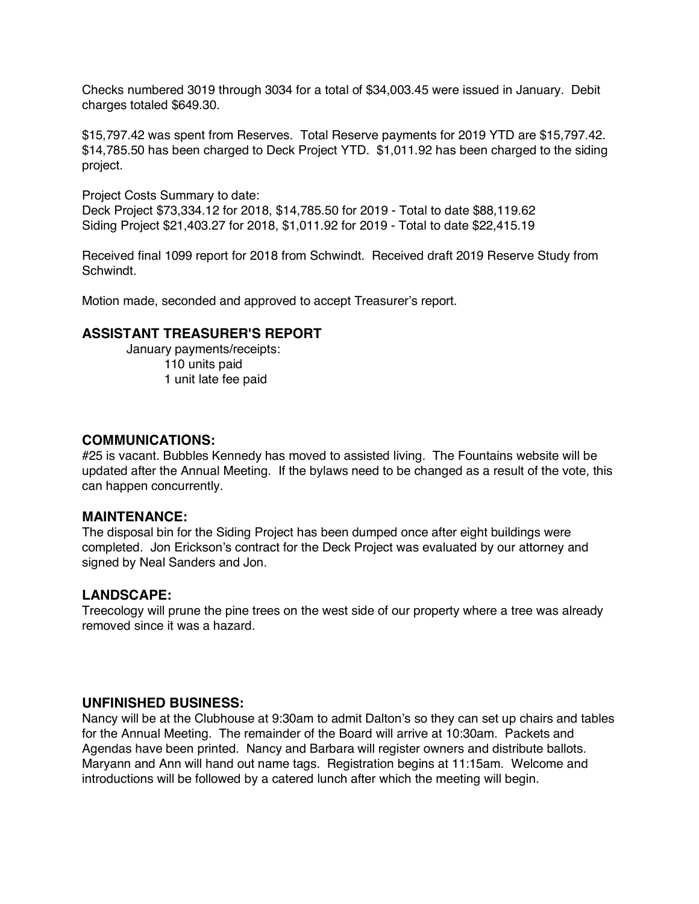Checks numbered 3019 through 3034 for a total of $34,003.45 were issued in January. Debit charges totaled $649.30.

$15,797.42 was spent from Reserves. Total Reserve payments for 2019 YTD are $15,797.42. $14,785.50 has been charged to Deck Project YTD. $1,011.92 has been charged to the siding project.

Project Costs Summary to date:
Deck Project $73,334.12 for 2018, $14,785.50 for 2019 - Total to date $88,119.62
Siding Project $21,403.27 for 2018, $1,011.92 for 2019 - Total to date $22,415.19

Received final 1099 report for 2018 from Schwindt. Received draft 2019 Reserve Study from Schwindt.

Motion made, seconded and approved to accept Treasurer's report.

## ASSISTANT TREASURER'S REPORT

January payments/receipts:
- 110 units paid
- 1 unit late fee paid

## COMMUNICATIONS:

#25 is vacant. Bubbles Kennedy has moved to assisted living. The Fountains website will be updated after the Annual Meeting. If the bylaws need to be changed as a result of the vote, this can happen concurrently.

## MAINTENANCE:

The disposal bin for the Siding Project has been dumped once after eight buildings were completed. Jon Erickson's contract for the Deck Project was evaluated by our attorney and signed by Neal Sanders and Jon.

## LANDSCAPE:

Treecology will prune the pine trees on the west side of our property where a tree was already removed since it was a hazard.

## UNFINISHED BUSINESS:

Nancy will be at the Clubhouse at 9:30am to admit Dalton's so they can set up chairs and tables for the Annual Meeting. The remainder of the Board will arrive at 10:30am. Packets and Agendas have been printed. Nancy and Barbara will register owners and distribute ballots. Maryann and Ann will hand out name tags. Registration begins at 11:15am. Welcome and introductions will be followed by a catered lunch after which the meeting will begin.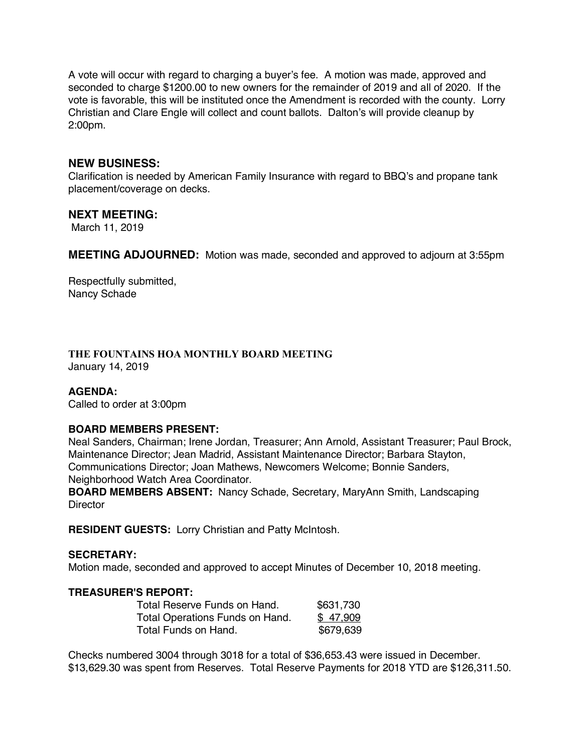A vote will occur with regard to charging a buyer's fee. A motion was made, approved and seconded to charge $1200.00 to new owners for the remainder of 2019 and all of 2020. If the vote is favorable, this will be instituted once the Amendment is recorded with the county. Lorry Christian and Clare Engle will collect and count ballots. Dalton's will provide cleanup by 2:00pm.

## NEW BUSINESS:

Clarification is needed by American Family Insurance with regard to BBQ's and propane tank placement/coverage on decks.

## NEXT MEETING:

March 11, 2019

## MEETING ADJOURNED:

Motion was made, seconded and approved to adjourn at 3:55pm

Respectfully submitted,
Nancy Schade

# THE FOUNTAINS HOA MONTHLY BOARD MEETING

January 14, 2019

**AGENDA:**
Called to order at 3:00pm

**BOARD MEMBERS PRESENT:**
Neal Sanders, Chairman; Irene Jordan, Treasurer; Ann Arnold, Assistant Treasurer; Paul Brock, Maintenance Director; Jean Madrid, Assistant Maintenance Director; Barbara Stayton, Communications Director; Joan Mathews, Newcomers Welcome; Bonnie Sanders, Neighborhood Watch Area Coordinator.

**BOARD MEMBERS ABSENT:** Nancy Schade, Secretary, MaryAnn Smith, Landscaping Director

**RESIDENT GUESTS:** Lorry Christian and Patty McIntosh.

**SECRETARY:**
Motion made, seconded and approved to accept Minutes of December 10, 2018 meeting.

**TREASURER'S REPORT:**

| | |
|---|---|
| Total Reserve Funds on Hand. | $631,730 |
| Total Operations Funds on Hand. | $ 47,909 |
| Total Funds on Hand. | $679,639 |

Checks numbered 3004 through 3018 for a total of $36,653.43 were issued in December. $13,629.30 was spent from Reserves. Total Reserve Payments for 2018 YTD are $126,311.50.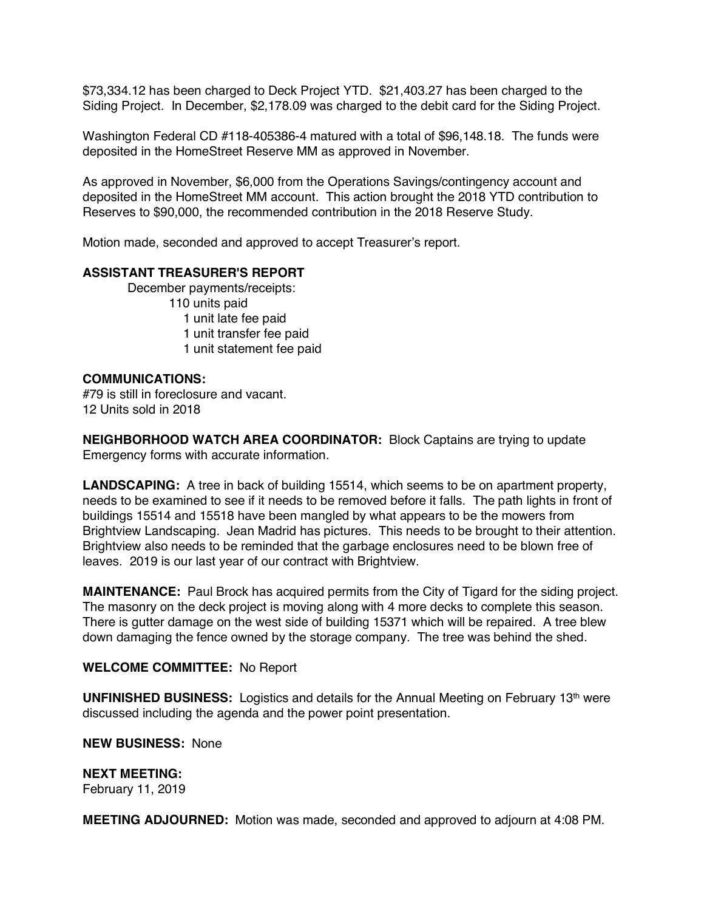$73,334.12 has been charged to Deck Project YTD. $21,403.27 has been charged to the Siding Project. In December, $2,178.09 was charged to the debit card for the Siding Project.

Washington Federal CD #118-405386-4 matured with a total of $96,148.18. The funds were deposited in the HomeStreet Reserve MM as approved in November.

As approved in November, $6,000 from the Operations Savings/contingency account and deposited in the HomeStreet MM account. This action brought the 2018 YTD contribution to Reserves to $90,000, the recommended contribution in the 2018 Reserve Study.

Motion made, seconded and approved to accept Treasurer's report.

**ASSISTANT TREASURER'S REPORT**

December payments/receipts:

- 110 units paid
- 1 unit late fee paid
- 1 unit transfer fee paid
- 1 unit statement fee paid

**COMMUNICATIONS:**

#79 is still in foreclosure and vacant.
12 Units sold in 2018

**NEIGHBORHOOD WATCH AREA COORDINATOR:** Block Captains are trying to update Emergency forms with accurate information.

**LANDSCAPING:** A tree in back of building 15514, which seems to be on apartment property, needs to be examined to see if it needs to be removed before it falls. The path lights in front of buildings 15514 and 15518 have been mangled by what appears to be the mowers from Brightview Landscaping. Jean Madrid has pictures. This needs to be brought to their attention. Brightview also needs to be reminded that the garbage enclosures need to be blown free of leaves. 2019 is our last year of our contract with Brightview.

**MAINTENANCE:** Paul Brock has acquired permits from the City of Tigard for the siding project. The masonry on the deck project is moving along with 4 more decks to complete this season. There is gutter damage on the west side of building 15371 which will be repaired. A tree blew down damaging the fence owned by the storage company. The tree was behind the shed.

**WELCOME COMMITTEE:** No Report

**UNFINISHED BUSINESS:** Logistics and details for the Annual Meeting on February 13th were discussed including the agenda and the power point presentation.

**NEW BUSINESS:** None

**NEXT MEETING:**
February 11, 2019

**MEETING ADJOURNED:** Motion was made, seconded and approved to adjourn at 4:08 PM.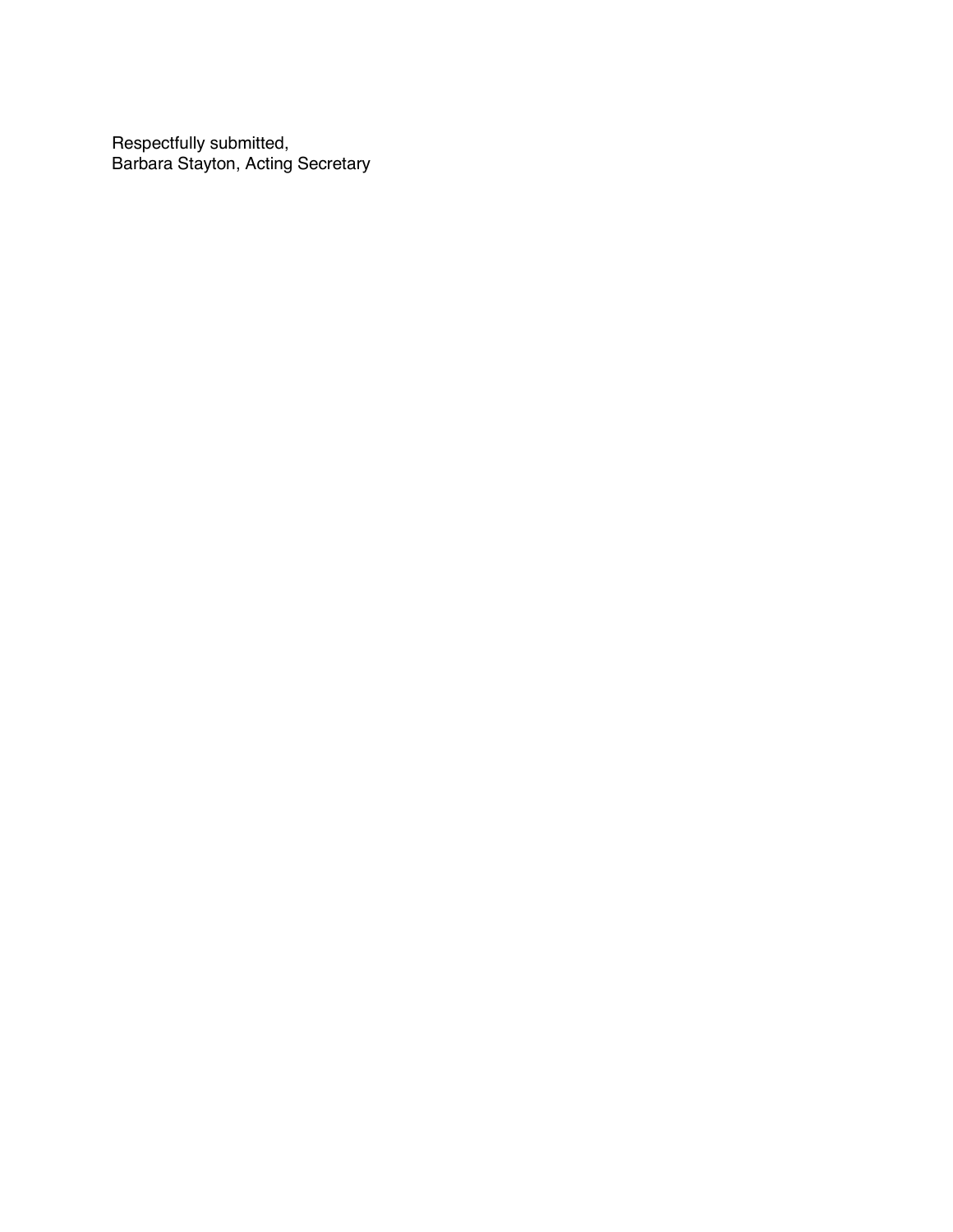Respectfully submitted,
Barbara Stayton, Acting Secretary